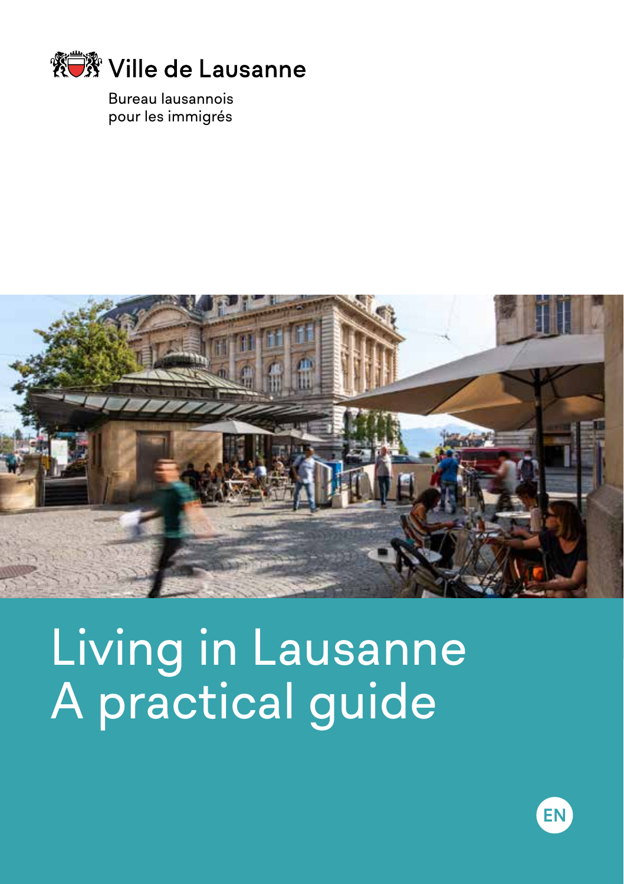Ville de Lausanne

Bureau lausannois
pour les immigrés

# Living in Lausanne
# A practical guide

EN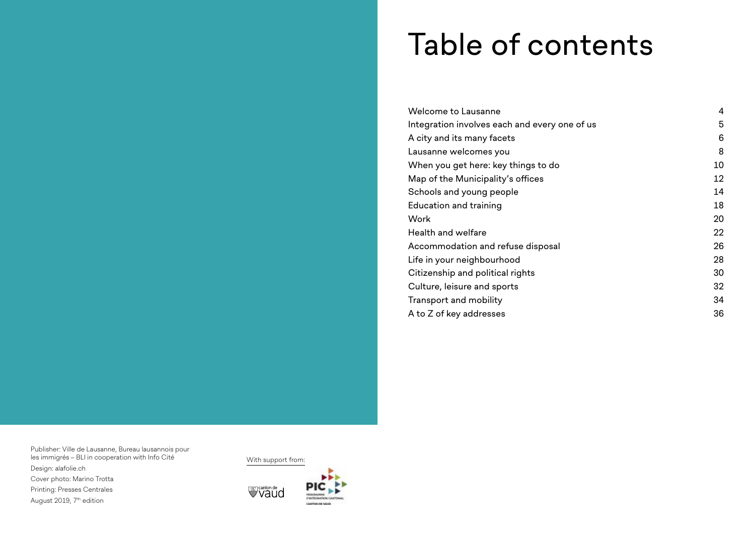# Table of contents

| | |
|---|---|
| Welcome to Lausanne | 4 |
| Integration involves each and every one of us | 5 |
| A city and its many facets | 6 |
| Lausanne welcomes you | 8 |
| When you get here: key things to do | 10 |
| Map of the Municipality's offices | 12 |
| Schools and young people | 14 |
| Education and training | 18 |
| Work | 20 |
| Health and welfare | 22 |
| Accommodation and refuse disposal | 26 |
| Life in your neighbourhood | 28 |
| Citizenship and political rights | 30 |
| Culture, leisure and sports | 32 |
| Transport and mobility | 34 |
| A to Z of key addresses | 36 |

Publisher: Ville de Lausanne, Bureau lausannois pour les immigrés – BLI in cooperation with Info Cité

Design: alafolie.ch

Cover photo: Marino Trotta

Printing: Presses Centrales

August 2019, 7th edition

With support from:

canton de Vaud

PIC – Programme d'intégration cantonal – Canton de Vaud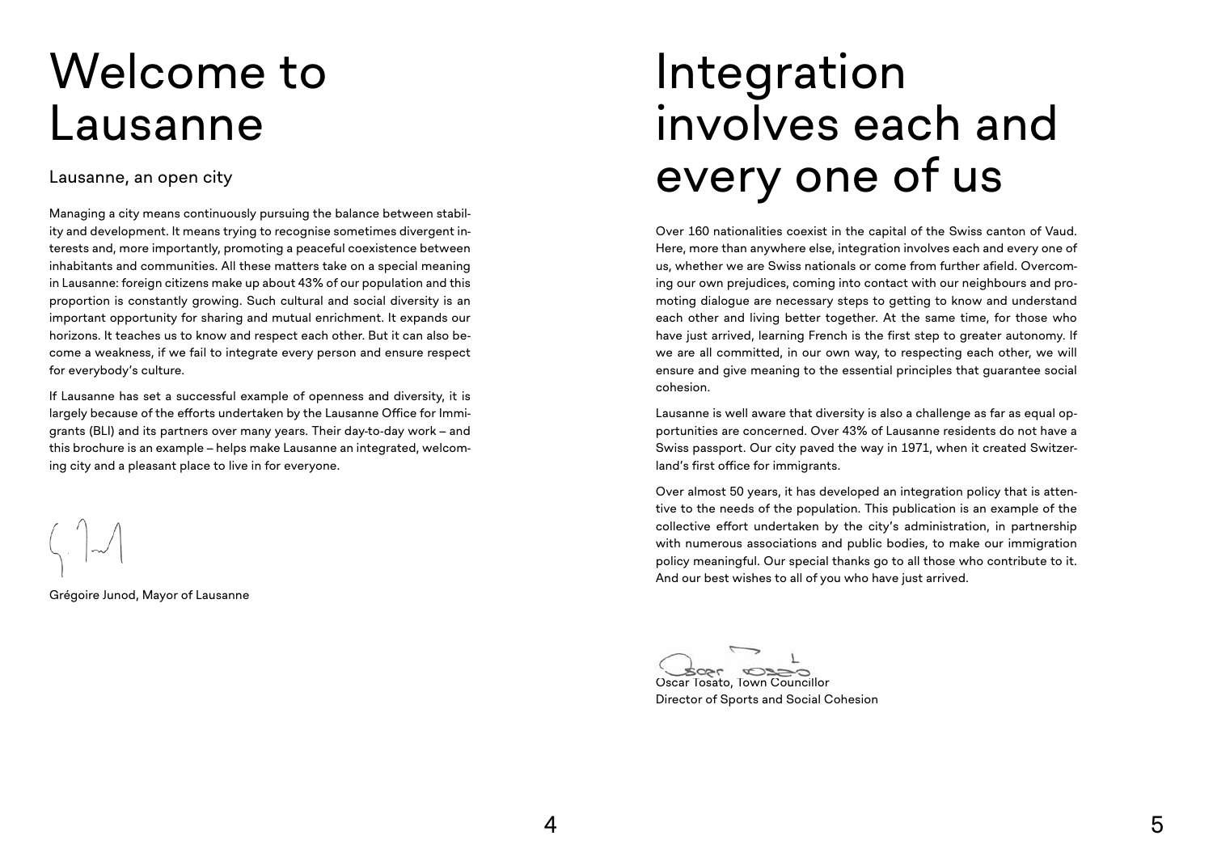# Welcome to Lausanne

## Lausanne, an open city

Managing a city means continuously pursuing the balance between stability and development. It means trying to recognise sometimes divergent interests and, more importantly, promoting a peaceful coexistence between inhabitants and communities. All these matters take on a special meaning in Lausanne: foreign citizens make up about 43% of our population and this proportion is constantly growing. Such cultural and social diversity is an important opportunity for sharing and mutual enrichment. It expands our horizons. It teaches us to know and respect each other. But it can also become a weakness, if we fail to integrate every person and ensure respect for everybody's culture.

If Lausanne has set a successful example of openness and diversity, it is largely because of the efforts undertaken by the Lausanne Office for Immigrants (BLI) and its partners over many years. Their day-to-day work – and this brochure is an example – helps make Lausanne an integrated, welcoming city and a pleasant place to live in for everyone.

Grégoire Junod, Mayor of Lausanne

# Integration involves each and every one of us

Over 160 nationalities coexist in the capital of the Swiss canton of Vaud. Here, more than anywhere else, integration involves each and every one of us, whether we are Swiss nationals or come from further afield. Overcoming our own prejudices, coming into contact with our neighbours and promoting dialogue are necessary steps to getting to know and understand each other and living better together. At the same time, for those who have just arrived, learning French is the first step to greater autonomy. If we are all committed, in our own way, to respecting each other, we will ensure and give meaning to the essential principles that guarantee social cohesion.

Lausanne is well aware that diversity is also a challenge as far as equal opportunities are concerned. Over 43% of Lausanne residents do not have a Swiss passport. Our city paved the way in 1971, when it created Switzerland's first office for immigrants.

Over almost 50 years, it has developed an integration policy that is attentive to the needs of the population. This publication is an example of the collective effort undertaken by the city's administration, in partnership with numerous associations and public bodies, to make our immigration policy meaningful. Our special thanks go to all those who contribute to it. And our best wishes to all of you who have just arrived.

Oscar Tosato, Town Councillor
Director of Sports and Social Cohesion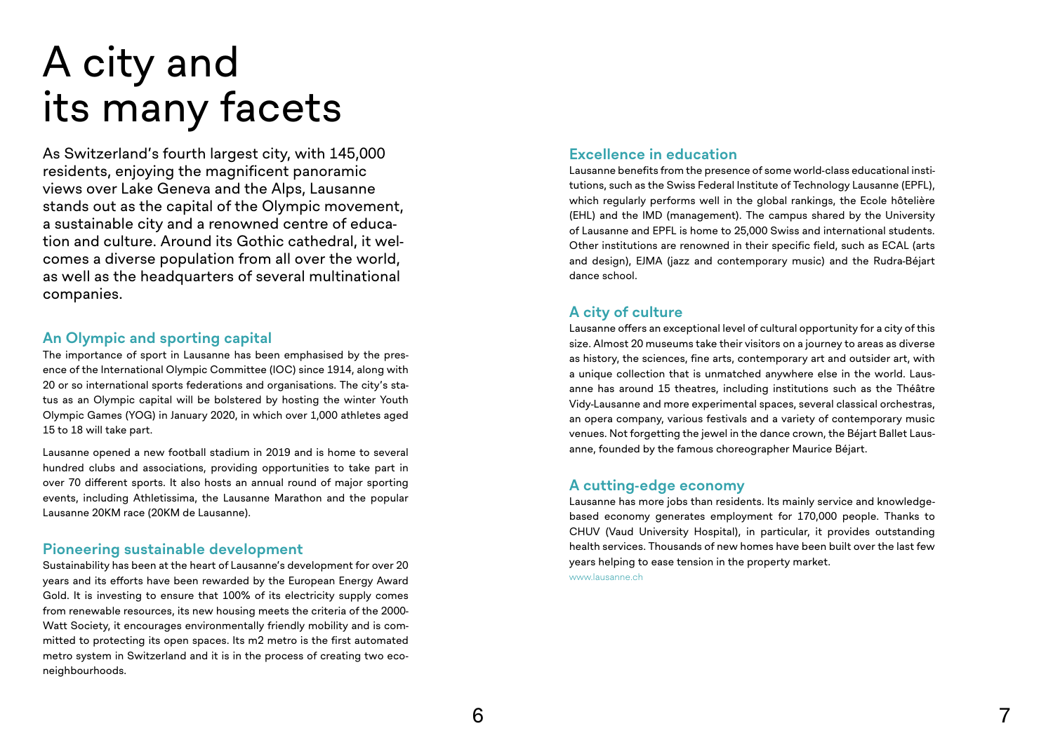# A city and its many facets

As Switzerland's fourth largest city, with 145,000 residents, enjoying the magnificent panoramic views over Lake Geneva and the Alps, Lausanne stands out as the capital of the Olympic movement, a sustainable city and a renowned centre of education and culture. Around its Gothic cathedral, it welcomes a diverse population from all over the world, as well as the headquarters of several multinational companies.

## An Olympic and sporting capital

The importance of sport in Lausanne has been emphasised by the presence of the International Olympic Committee (IOC) since 1914, along with 20 or so international sports federations and organisations. The city's status as an Olympic capital will be bolstered by hosting the winter Youth Olympic Games (YOG) in January 2020, in which over 1,000 athletes aged 15 to 18 will take part.

Lausanne opened a new football stadium in 2019 and is home to several hundred clubs and associations, providing opportunities to take part in over 70 different sports. It also hosts an annual round of major sporting events, including Athletissima, the Lausanne Marathon and the popular Lausanne 20KM race (20KM de Lausanne).

## Pioneering sustainable development

Sustainability has been at the heart of Lausanne's development for over 20 years and its efforts have been rewarded by the European Energy Award Gold. It is investing to ensure that 100% of its electricity supply comes from renewable resources, its new housing meets the criteria of the 2000-Watt Society, it encourages environmentally friendly mobility and is committed to protecting its open spaces. Its m2 metro is the first automated metro system in Switzerland and it is in the process of creating two eco-neighbourhoods.

## Excellence in education

Lausanne benefits from the presence of some world-class educational institutions, such as the Swiss Federal Institute of Technology Lausanne (EPFL), which regularly performs well in the global rankings, the Ecole hôtelière (EHL) and the IMD (management). The campus shared by the University of Lausanne and EPFL is home to 25,000 Swiss and international students. Other institutions are renowned in their specific field, such as ECAL (arts and design), EJMA (jazz and contemporary music) and the Rudra-Béjart dance school.

## A city of culture

Lausanne offers an exceptional level of cultural opportunity for a city of this size. Almost 20 museums take their visitors on a journey to areas as diverse as history, the sciences, fine arts, contemporary art and outsider art, with a unique collection that is unmatched anywhere else in the world. Lausanne has around 15 theatres, including institutions such as the Théâtre Vidy-Lausanne and more experimental spaces, several classical orchestras, an opera company, various festivals and a variety of contemporary music venues. Not forgetting the jewel in the dance crown, the Béjart Ballet Lausanne, founded by the famous choreographer Maurice Béjart.

## A cutting-edge economy

Lausanne has more jobs than residents. Its mainly service and knowledge-based economy generates employment for 170,000 people. Thanks to CHUV (Vaud University Hospital), in particular, it provides outstanding health services. Thousands of new homes have been built over the last few years helping to ease tension in the property market.

www.lausanne.ch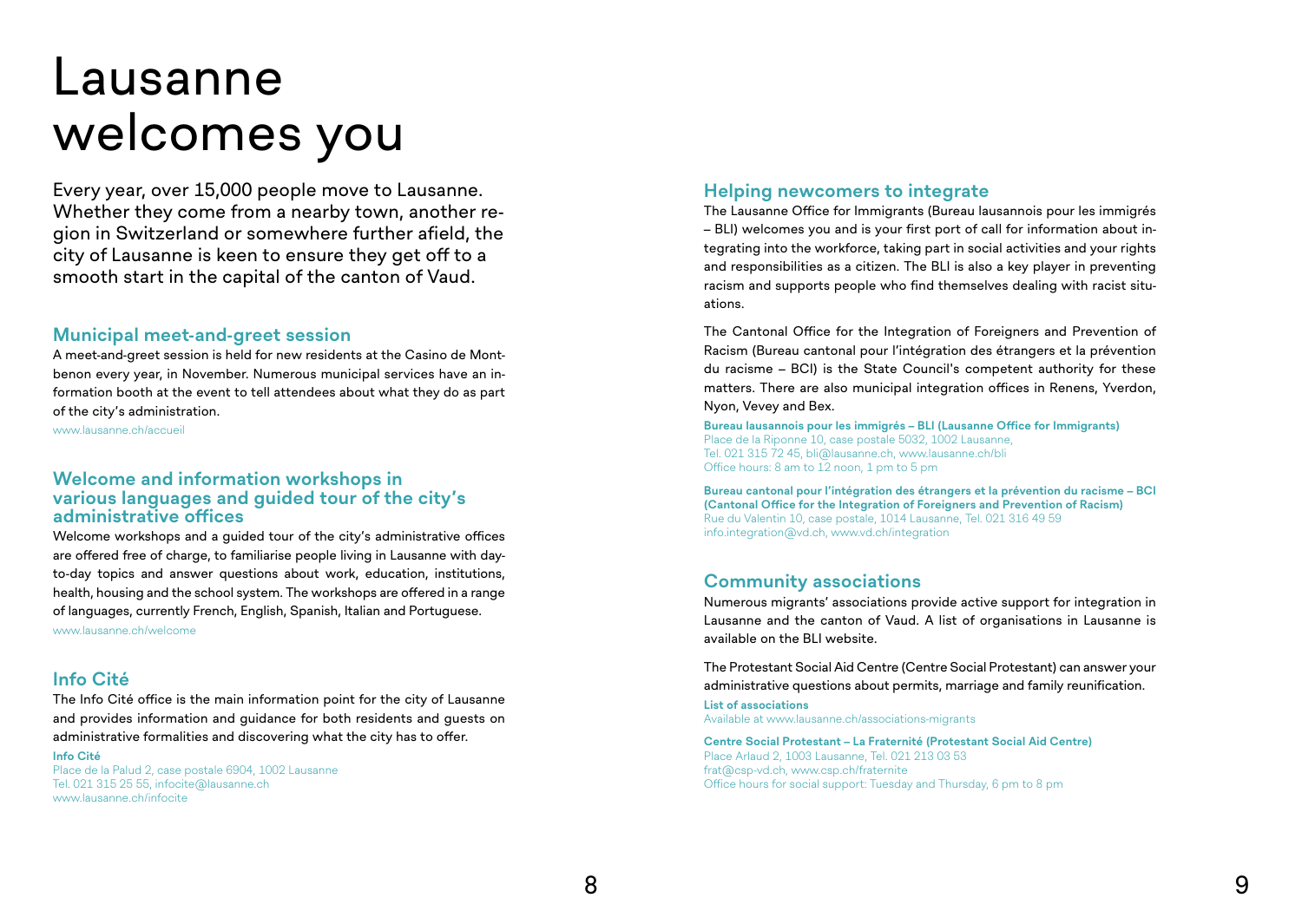# Lausanne welcomes you

Every year, over 15,000 people move to Lausanne. Whether they come from a nearby town, another region in Switzerland or somewhere further afield, the city of Lausanne is keen to ensure they get off to a smooth start in the capital of the canton of Vaud.

## Municipal meet-and-greet session

A meet-and-greet session is held for new residents at the Casino de Montbenon every year, in November. Numerous municipal services have an information booth at the event to tell attendees about what they do as part of the city's administration.

www.lausanne.ch/accueil

## Welcome and information workshops in various languages and guided tour of the city's administrative offices

Welcome workshops and a guided tour of the city's administrative offices are offered free of charge, to familiarise people living in Lausanne with day-to-day topics and answer questions about work, education, institutions, health, housing and the school system. The workshops are offered in a range of languages, currently French, English, Spanish, Italian and Portuguese.

www.lausanne.ch/welcome

## Info Cité

The Info Cité office is the main information point for the city of Lausanne and provides information and guidance for both residents and guests on administrative formalities and discovering what the city has to offer.

**Info Cité**
Place de la Palud 2, case postale 6904, 1002 Lausanne
Tel. 021 315 25 55, infocite@lausanne.ch
www.lausanne.ch/infocite

## Helping newcomers to integrate

The Lausanne Office for Immigrants (Bureau lausannois pour les immigrés – BLI) welcomes you and is your first port of call for information about integrating into the workforce, taking part in social activities and your rights and responsibilities as a citizen. The BLI is also a key player in preventing racism and supports people who find themselves dealing with racist situations.

The Cantonal Office for the Integration of Foreigners and Prevention of Racism (Bureau cantonal pour l'intégration des étrangers et la prévention du racisme – BCI) is the State Council's competent authority for these matters. There are also municipal integration offices in Renens, Yverdon, Nyon, Vevey and Bex.

**Bureau lausannois pour les immigrés – BLI (Lausanne Office for Immigrants)**
Place de la Riponne 10, case postale 5032, 1002 Lausanne,
Tel. 021 315 72 45, bli@lausanne.ch, www.lausanne.ch/bli
Office hours: 8 am to 12 noon, 1 pm to 5 pm

**Bureau cantonal pour l'intégration des étrangers et la prévention du racisme – BCI (Cantonal Office for the Integration of Foreigners and Prevention of Racism)**
Rue du Valentin 10, case postale, 1014 Lausanne, Tel. 021 316 49 59
info.integration@vd.ch, www.vd.ch/integration

## Community associations

Numerous migrants' associations provide active support for integration in Lausanne and the canton of Vaud. A list of organisations in Lausanne is available on the BLI website.

The Protestant Social Aid Centre (Centre Social Protestant) can answer your administrative questions about permits, marriage and family reunification.

**List of associations**
Available at www.lausanne.ch/associations-migrants

**Centre Social Protestant – La Fraternité (Protestant Social Aid Centre)**
Place Arlaud 2, 1003 Lausanne, Tel. 021 213 03 53
frat@csp-vd.ch, www.csp.ch/fraternite
Office hours for social support: Tuesday and Thursday, 6 pm to 8 pm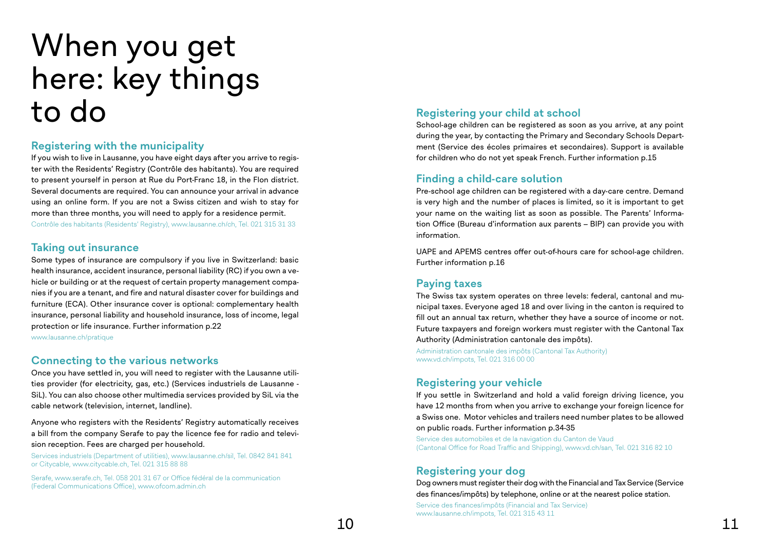# When you get here: key things to do

## Registering with the municipality

If you wish to live in Lausanne, you have eight days after you arrive to register with the Residents' Registry (Contrôle des habitants). You are required to present yourself in person at Rue du Port-Franc 18, in the Flon district. Several documents are required. You can announce your arrival in advance using an online form. If you are not a Swiss citizen and wish to stay for more than three months, you will need to apply for a residence permit.

Contrôle des habitants (Residents' Registry), www.lausanne.ch/ch, Tel. 021 315 31 33

## Taking out insurance

Some types of insurance are compulsory if you live in Switzerland: basic health insurance, accident insurance, personal liability (RC) if you own a vehicle or building or at the request of certain property management companies if you are a tenant, and fire and natural disaster cover for buildings and furniture (ECA). Other insurance cover is optional: complementary health insurance, personal liability and household insurance, loss of income, legal protection or life insurance. Further information p.22

www.lausanne.ch/pratique

## Connecting to the various networks

Once you have settled in, you will need to register with the Lausanne utilities provider (for electricity, gas, etc.) (Services industriels de Lausanne - SiL). You can also choose other multimedia services provided by SiL via the cable network (television, internet, landline).

Anyone who registers with the Residents' Registry automatically receives a bill from the company Serafe to pay the licence fee for radio and television reception. Fees are charged per household.

Services industriels (Department of utilities), www.lausanne.ch/sil, Tel. 0842 841 841 or Citycable, www.citycable.ch, Tel. 021 315 88 88

Serafe, www.serafe.ch, Tel. 058 201 31 67 or Office fédéral de la communication (Federal Communications Office), www.ofcom.admin.ch

## Registering your child at school

School-age children can be registered as soon as you arrive, at any point during the year, by contacting the Primary and Secondary Schools Department (Service des écoles primaires et secondaires). Support is available for children who do not yet speak French. Further information p.15

## Finding a child-care solution

Pre-school age children can be registered with a day-care centre. Demand is very high and the number of places is limited, so it is important to get your name on the waiting list as soon as possible. The Parents' Information Office (Bureau d'information aux parents – BIP) can provide you with information.

UAPE and APEMS centres offer out-of-hours care for school-age children. Further information p.16

## Paying taxes

The Swiss tax system operates on three levels: federal, cantonal and municipal taxes. Everyone aged 18 and over living in the canton is required to fill out an annual tax return, whether they have a source of income or not. Future taxpayers and foreign workers must register with the Cantonal Tax Authority (Administration cantonale des impôts).

Administration cantonale des impôts (Cantonal Tax Authority)
www.vd.ch/impots, Tel. 021 316 00 00

## Registering your vehicle

If you settle in Switzerland and hold a valid foreign driving licence, you have 12 months from when you arrive to exchange your foreign licence for a Swiss one. Motor vehicles and trailers need number plates to be allowed on public roads. Further information p.34-35

Service des automobiles et de la navigation du Canton de Vaud
(Cantonal Office for Road Traffic and Shipping), www.vd.ch/san, Tel. 021 316 82 10

## Registering your dog

Dog owners must register their dog with the Financial and Tax Service (Service des finances/impôts) by telephone, online or at the nearest police station.

Service des finances/impôts (Financial and Tax Service)
www.lausanne.ch/impots, Tel. 021 315 43 11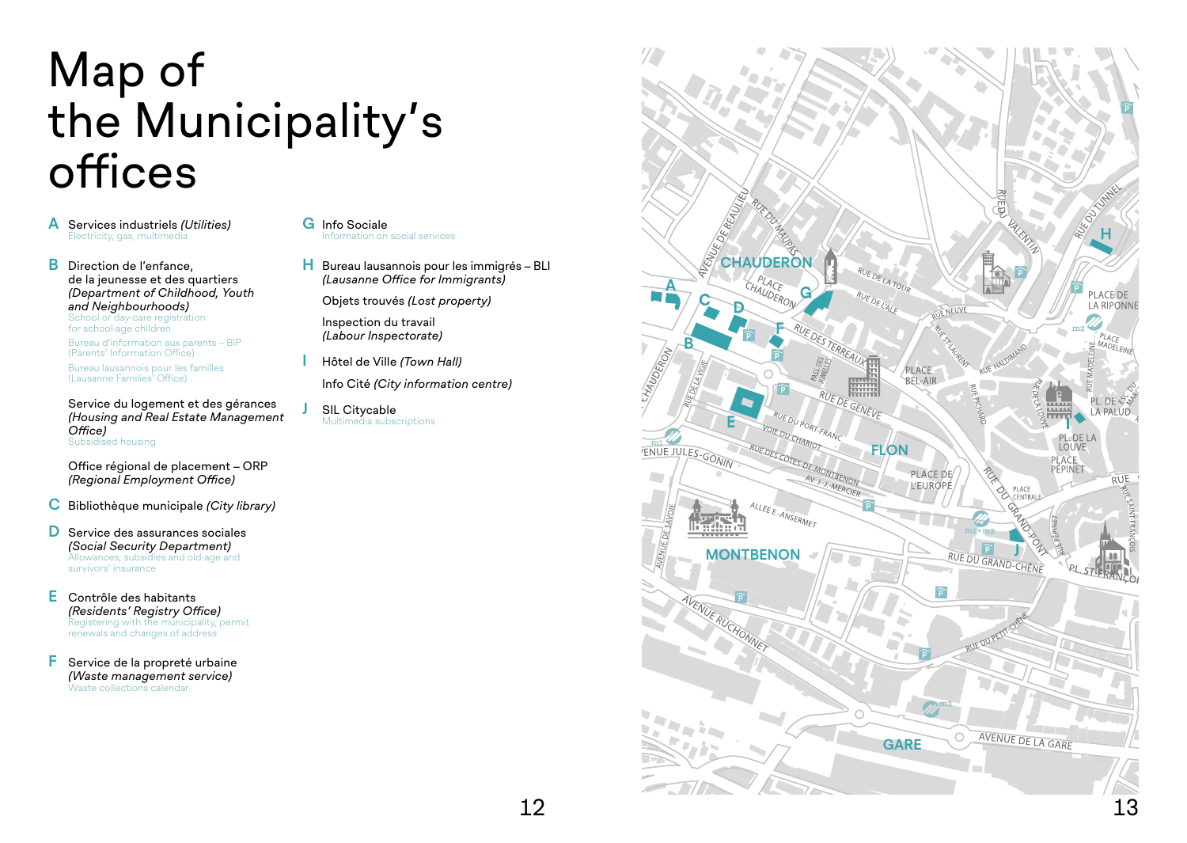# Map of the Municipality's offices

**A** Services industriels *(Utilities)*
Electricity, gas, multimedia

**B** Direction de l'enfance, de la jeunesse et des quartiers *(Department of Childhood, Youth and Neighbourhoods)*
School or day-care registration for school-age children
Bureau d'information aux parents – BIP (Parents' Information Office)
Bureau lausannois pour les familles (Lausanne Families' Office)

Service du logement et des gérances *(Housing and Real Estate Management Office)*
Subsidised housing

Office régional de placement – ORP *(Regional Employment Office)*

**C** Bibliothèque municipale *(City library)*

**D** Service des assurances sociales *(Social Security Department)*
Allowances, subsidies and old-age and survivors' insurance

**E** Contrôle des habitants *(Residents' Registry Office)*
Registering with the municipality, permit renewals and changes of address

**F** Service de la propreté urbaine *(Waste management service)*
Waste collections calendar

**G** Info Sociale
Information on social services

**H** Bureau lausannois pour les immigrés – BLI *(Lausanne Office for Immigrants)*

Objets trouvés *(Lost property)*

Inspection du travail *(Labour Inspectorate)*

**I** Hôtel de Ville *(Town Hall)*

Info Cité *(City information centre)*

**J** SIL Citycable
Multimedia subscriptions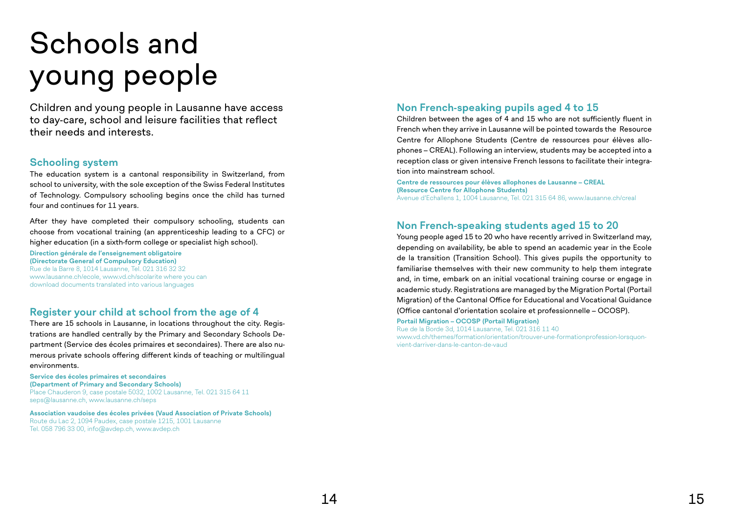# Schools and young people

Children and young people in Lausanne have access to day-care, school and leisure facilities that reflect their needs and interests.

## Schooling system

The education system is a cantonal responsibility in Switzerland, from school to university, with the sole exception of the Swiss Federal Institutes of Technology. Compulsory schooling begins once the child has turned four and continues for 11 years.

After they have completed their compulsory schooling, students can choose from vocational training (an apprenticeship leading to a CFC) or higher education (in a sixth-form college or specialist high school).

**Direction générale de l'enseignement obligatoire**
**(Directorate General of Compulsory Education)**
Rue de la Barre 8, 1014 Lausanne, Tel. 021 316 32 32
www.lausanne.ch/ecole, www.vd.ch/scolarite where you can download documents translated into various languages

## Register your child at school from the age of 4

There are 15 schools in Lausanne, in locations throughout the city. Registrations are handled centrally by the Primary and Secondary Schools Department (Service des écoles primaires et secondaires). There are also numerous private schools offering different kinds of teaching or multilingual environments.

**Service des écoles primaires et secondaires**
**(Department of Primary and Secondary Schools)**
Place Chauderon 9, case postale 5032, 1002 Lausanne, Tel. 021 315 64 11
seps@lausanne.ch, www.lausanne.ch/seps

**Association vaudoise des écoles privées (Vaud Association of Private Schools)**
Route du Lac 2, 1094 Paudex, case postale 1215, 1001 Lausanne
Tel. 058 796 33 00, info@avdep.ch, www.avdep.ch

## Non French-speaking pupils aged 4 to 15

Children between the ages of 4 and 15 who are not sufficiently fluent in French when they arrive in Lausanne will be pointed towards the Resource Centre for Allophone Students (Centre de ressources pour élèves allophones – CREAL). Following an interview, students may be accepted into a reception class or given intensive French lessons to facilitate their integration into mainstream school.

**Centre de ressources pour élèves allophones de Lausanne – CREAL**
**(Resource Centre for Allophone Students)**
Avenue d'Echallens 1, 1004 Lausanne, Tel. 021 315 64 86, www.lausanne.ch/creal

## Non French-speaking students aged 15 to 20

Young people aged 15 to 20 who have recently arrived in Switzerland may, depending on availability, be able to spend an academic year in the Ecole de la transition (Transition School). This gives pupils the opportunity to familiarise themselves with their new community to help them integrate and, in time, embark on an initial vocational training course or engage in academic study. Registrations are managed by the Migration Portal (Portail Migration) of the Cantonal Office for Educational and Vocational Guidance (Office cantonal d'orientation scolaire et professionnelle – OCOSP).

**Portail Migration – OCOSP (Portail Migration)**
Rue de la Borde 3d, 1014 Lausanne, Tel. 021 316 11 40
www.vd.ch/themes/formation/orientation/trouver-une-formationprofession-lorsquon-vient-darriver-dans-le-canton-de-vaud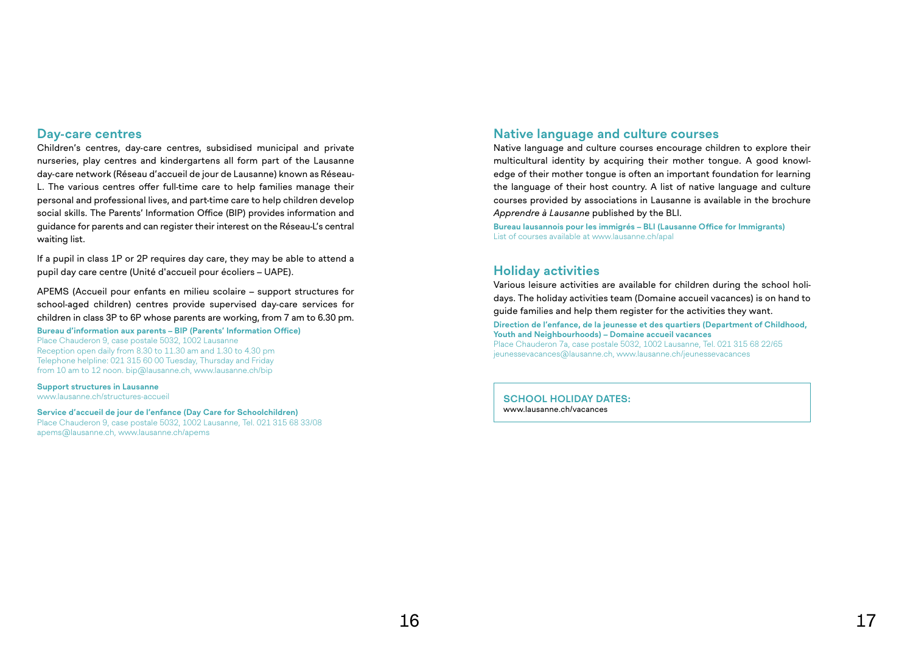## Day-care centres

Children's centres, day-care centres, subsidised municipal and private nurseries, play centres and kindergartens all form part of the Lausanne day-care network (Réseau d'accueil de jour de Lausanne) known as Réseau-L. The various centres offer full-time care to help families manage their personal and professional lives, and part-time care to help children develop social skills. The Parents' Information Office (BIP) provides information and guidance for parents and can register their interest on the Réseau-L's central waiting list.

If a pupil in class 1P or 2P requires day care, they may be able to attend a pupil day care centre (Unité d'accueil pour écoliers – UAPE).

APEMS (Accueil pour enfants en milieu scolaire – support structures for school-aged children) centres provide supervised day-care services for children in class 3P to 6P whose parents are working, from 7 am to 6.30 pm.

**Bureau d'information aux parents – BIP (Parents' Information Office)**
Place Chauderon 9, case postale 5032, 1002 Lausanne
Reception open daily from 8.30 to 11.30 am and 1.30 to 4.30 pm
Telephone helpline: 021 315 60 00 Tuesday, Thursday and Friday from 10 am to 12 noon. bip@lausanne.ch, www.lausanne.ch/bip

**Support structures in Lausanne**
www.lausanne.ch/structures-accueil

**Service d'accueil de jour de l'enfance (Day Care for Schoolchildren)**
Place Chauderon 9, case postale 5032, 1002 Lausanne, Tel. 021 315 68 33/08
apems@lausanne.ch, www.lausanne.ch/apems

## Native language and culture courses

Native language and culture courses encourage children to explore their multicultural identity by acquiring their mother tongue. A good knowledge of their mother tongue is often an important foundation for learning the language of their host country. A list of native language and culture courses provided by associations in Lausanne is available in the brochure *Apprendre à Lausanne* published by the BLI.

**Bureau lausannois pour les immigrés – BLI (Lausanne Office for Immigrants)**
List of courses available at www.lausanne.ch/apal

## Holiday activities

Various leisure activities are available for children during the school holidays. The holiday activities team (Domaine accueil vacances) is on hand to guide families and help them register for the activities they want.

**Direction de l'enfance, de la jeunesse et des quartiers (Department of Childhood, Youth and Neighbourhoods) – Domaine accueil vacances**
Place Chauderon 7a, case postale 5032, 1002 Lausanne, Tel. 021 315 68 22/65
jeunessevacances@lausanne.ch, www.lausanne.ch/jeunessevacances

**SCHOOL HOLIDAY DATES:**
www.lausanne.ch/vacances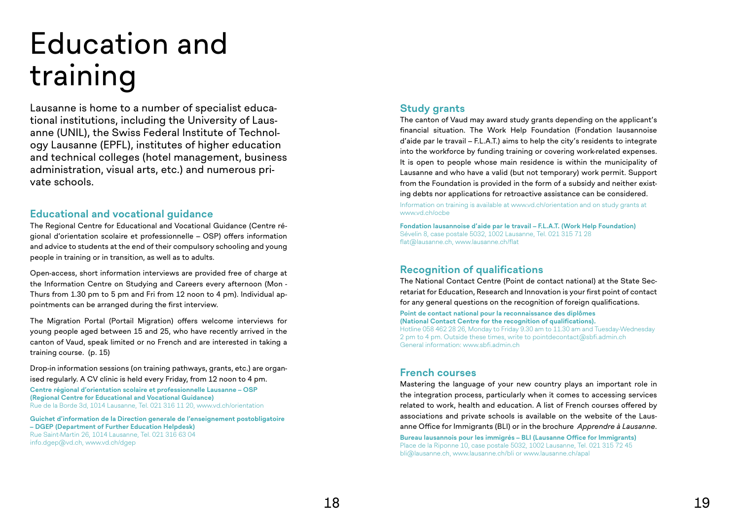# Education and training

Lausanne is home to a number of specialist educational institutions, including the University of Lausanne (UNIL), the Swiss Federal Institute of Technology Lausanne (EPFL), institutes of higher education and technical colleges (hotel management, business administration, visual arts, etc.) and numerous private schools.

## Educational and vocational guidance

The Regional Centre for Educational and Vocational Guidance (Centre régional d'orientation scolaire et professionnelle – OSP) offers information and advice to students at the end of their compulsory schooling and young people in training or in transition, as well as to adults.

Open-access, short information interviews are provided free of charge at the Information Centre on Studying and Careers every afternoon (Mon - Thurs from 1.30 pm to 5 pm and Fri from 12 noon to 4 pm). Individual appointments can be arranged during the first interview.

The Migration Portal (Portail Migration) offers welcome interviews for young people aged between 15 and 25, who have recently arrived in the canton of Vaud, speak limited or no French and are interested in taking a training course. (p. 15)

Drop-in information sessions (on training pathways, grants, etc.) are organised regularly. A CV clinic is held every Friday, from 12 noon to 4 pm.

**Centre régional d'orientation scolaire et professionnelle Lausanne – OSP (Regional Centre for Educational and Vocational Guidance)**
Rue de la Borde 3d, 1014 Lausanne, Tel. 021 316 11 20, www.vd.ch/orientation

**Guichet d'information de la Direction generale de l'enseignement postobligatoire – DGEP (Department of Further Education Helpdesk)**
Rue Saint-Martin 26, 1014 Lausanne, Tel. 021 316 63 04
info.dgep@vd.ch, www.vd.ch/dgep

## Study grants

The canton of Vaud may award study grants depending on the applicant's financial situation. The Work Help Foundation (Fondation lausannoise d'aide par le travail – F.L.A.T.) aims to help the city's residents to integrate into the workforce by funding training or covering work-related expenses. It is open to people whose main residence is within the municipality of Lausanne and who have a valid (but not temporary) work permit. Support from the Foundation is provided in the form of a subsidy and neither existing debts nor applications for retroactive assistance can be considered.

Information on training is available at www.vd.ch/orientation and on study grants at www.vd.ch/ocbe

**Fondation lausannoise d'aide par le travail – F.L.A.T. (Work Help Foundation)**
Sévelin 8, case postale 5032, 1002 Lausanne, Tel. 021 315 71 28
flat@lausanne.ch, www.lausanne.ch/flat

## Recognition of qualifications

The National Contact Centre (Point de contact national) at the State Secretariat for Education, Research and Innovation is your first point of contact for any general questions on the recognition of foreign qualifications.

**Point de contact national pour la reconnaissance des diplômes (National Contact Centre for the recognition of qualifications).**
Hotline 058 462 28 26, Monday to Friday 9.30 am to 11.30 am and Tuesday-Wednesday 2 pm to 4 pm. Outside these times, write to pointdecontact@sbfi.admin.ch
General information: www.sbfi.admin.ch

## French courses

Mastering the language of your new country plays an important role in the integration process, particularly when it comes to accessing services related to work, health and education. A list of French courses offered by associations and private schools is available on the website of the Lausanne Office for Immigrants (BLI) or in the brochure *Apprendre à Lausanne*.

**Bureau lausannois pour les immigrés – BLI (Lausanne Office for Immigrants)**
Place de la Riponne 10, case postale 5032, 1002 Lausanne, Tel. 021 315 72 45
bli@lausanne.ch, www.lausanne.ch/bli or www.lausanne.ch/apal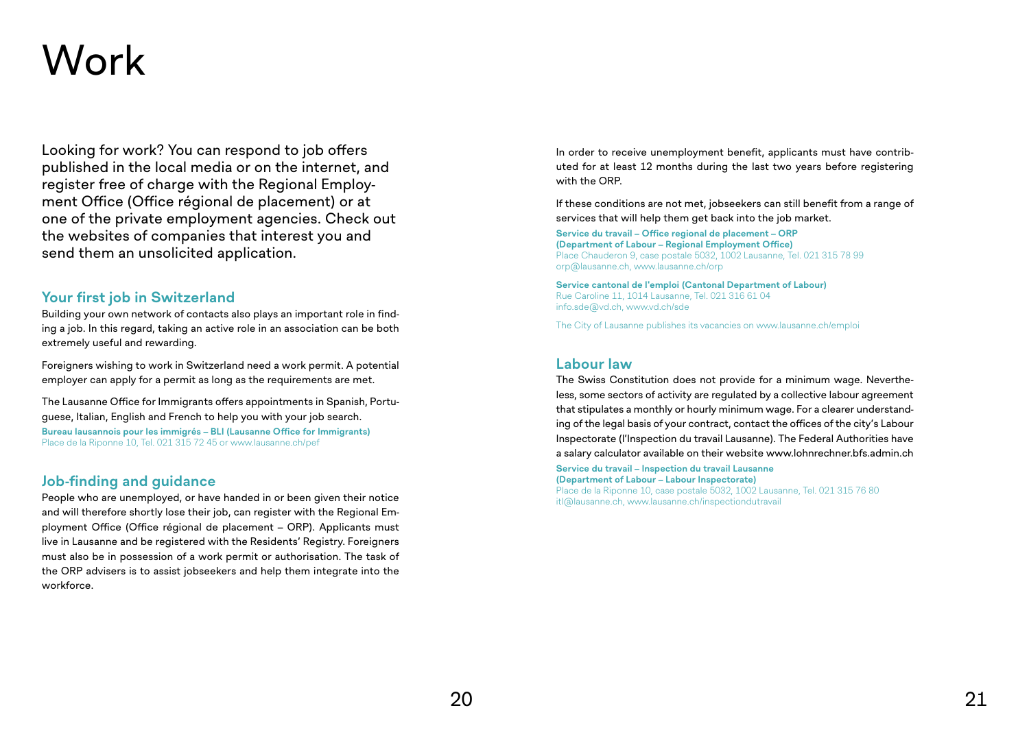# Work

Looking for work? You can respond to job offers published in the local media or on the internet, and register free of charge with the Regional Employment Office (Office régional de placement) or at one of the private employment agencies. Check out the websites of companies that interest you and send them an unsolicited application.

## Your first job in Switzerland

Building your own network of contacts also plays an important role in finding a job. In this regard, taking an active role in an association can be both extremely useful and rewarding.

Foreigners wishing to work in Switzerland need a work permit. A potential employer can apply for a permit as long as the requirements are met.

The Lausanne Office for Immigrants offers appointments in Spanish, Portuguese, Italian, English and French to help you with your job search.

**Bureau lausannois pour les immigrés – BLI (Lausanne Office for Immigrants)**
Place de la Riponne 10, Tel. 021 315 72 45 or www.lausanne.ch/pef

## Job-finding and guidance

People who are unemployed, or have handed in or been given their notice and will therefore shortly lose their job, can register with the Regional Employment Office (Office régional de placement – ORP). Applicants must live in Lausanne and be registered with the Residents' Registry. Foreigners must also be in possession of a work permit or authorisation. The task of the ORP advisers is to assist jobseekers and help them integrate into the workforce.

In order to receive unemployment benefit, applicants must have contributed for at least 12 months during the last two years before registering with the ORP.

If these conditions are not met, jobseekers can still benefit from a range of services that will help them get back into the job market.

**Service du travail – Office regional de placement – ORP**
**(Department of Labour – Regional Employment Office)**
Place Chauderon 9, case postale 5032, 1002 Lausanne, Tel. 021 315 78 99
orp@lausanne.ch, www.lausanne.ch/orp

**Service cantonal de l'emploi (Cantonal Department of Labour)**
Rue Caroline 11, 1014 Lausanne, Tel. 021 316 61 04
info.sde@vd.ch, www.vd.ch/sde

The City of Lausanne publishes its vacancies on www.lausanne.ch/emploi

## Labour law

The Swiss Constitution does not provide for a minimum wage. Nevertheless, some sectors of activity are regulated by a collective labour agreement that stipulates a monthly or hourly minimum wage. For a clearer understanding of the legal basis of your contract, contact the offices of the city's Labour Inspectorate (l'Inspection du travail Lausanne). The Federal Authorities have a salary calculator available on their website www.lohnrechner.bfs.admin.ch

**Service du travail – Inspection du travail Lausanne**
**(Department of Labour – Labour Inspectorate)**
Place de la Riponne 10, case postale 5032, 1002 Lausanne, Tel. 021 315 76 80
itl@lausanne.ch, www.lausanne.ch/inspectiondutravail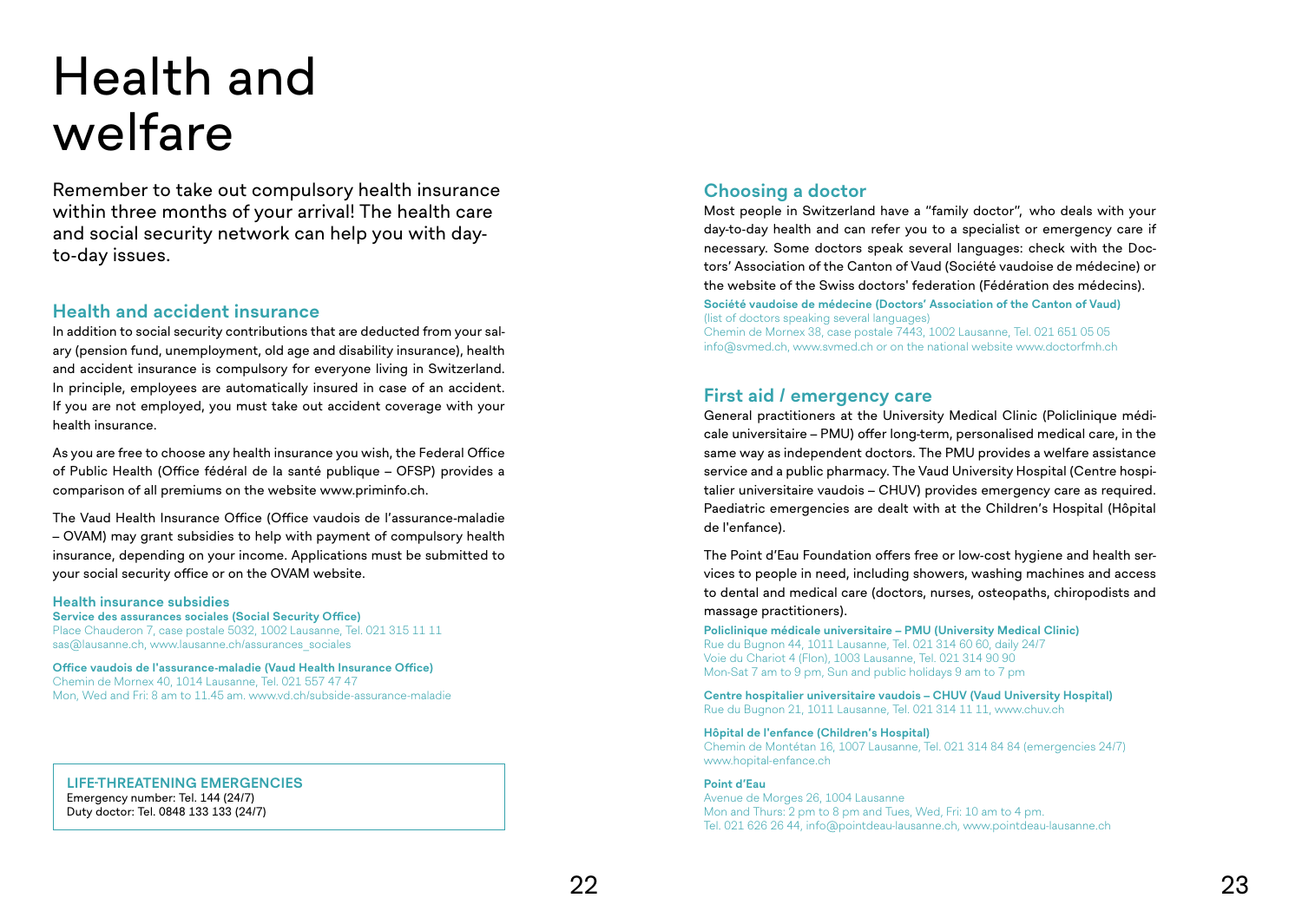# Health and welfare

Remember to take out compulsory health insurance within three months of your arrival! The health care and social security network can help you with day-to-day issues.

## Health and accident insurance

In addition to social security contributions that are deducted from your salary (pension fund, unemployment, old age and disability insurance), health and accident insurance is compulsory for everyone living in Switzerland. In principle, employees are automatically insured in case of an accident. If you are not employed, you must take out accident coverage with your health insurance.

As you are free to choose any health insurance you wish, the Federal Office of Public Health (Office fédéral de la santé publique – OFSP) provides a comparison of all premiums on the website www.priminfo.ch.

The Vaud Health Insurance Office (Office vaudois de l'assurance-maladie – OVAM) may grant subsidies to help with payment of compulsory health insurance, depending on your income. Applications must be submitted to your social security office or on the OVAM website.

### Health insurance subsidies

**Service des assurances sociales (Social Security Office)**
Place Chauderon 7, case postale 5032, 1002 Lausanne, Tel. 021 315 11 11
sas@lausanne.ch, www.lausanne.ch/assurances_sociales

**Office vaudois de l'assurance-maladie (Vaud Health Insurance Office)**
Chemin de Mornex 40, 1014 Lausanne, Tel. 021 557 47 47
Mon, Wed and Fri: 8 am to 11.45 am. www.vd.ch/subside-assurance-maladie

**LIFE-THREATENING EMERGENCIES**
Emergency number: Tel. 144 (24/7)
Duty doctor: Tel. 0848 133 133 (24/7)

## Choosing a doctor

Most people in Switzerland have a "family doctor", who deals with your day-to-day health and can refer you to a specialist or emergency care if necessary. Some doctors speak several languages: check with the Doctors' Association of the Canton of Vaud (Société vaudoise de médecine) or the website of the Swiss doctors' federation (Fédération des médecins).

**Société vaudoise de médecine (Doctors' Association of the Canton of Vaud)**
(list of doctors speaking several languages)
Chemin de Mornex 38, case postale 7443, 1002 Lausanne, Tel. 021 651 05 05
info@svmed.ch, www.svmed.ch or on the national website www.doctorfmh.ch

## First aid / emergency care

General practitioners at the University Medical Clinic (Policlinique médicale universitaire – PMU) offer long-term, personalised medical care, in the same way as independent doctors. The PMU provides a welfare assistance service and a public pharmacy. The Vaud University Hospital (Centre hospitalier universitaire vaudois – CHUV) provides emergency care as required. Paediatric emergencies are dealt with at the Children's Hospital (Hôpital de l'enfance).

The Point d'Eau Foundation offers free or low-cost hygiene and health services to people in need, including showers, washing machines and access to dental and medical care (doctors, nurses, osteopaths, chiropodists and massage practitioners).

**Policlinique médicale universitaire – PMU (University Medical Clinic)**
Rue du Bugnon 44, 1011 Lausanne, Tel. 021 314 60 60, daily 24/7
Voie du Chariot 4 (Flon), 1003 Lausanne, Tel. 021 314 90 90
Mon-Sat 7 am to 9 pm, Sun and public holidays 9 am to 7 pm

**Centre hospitalier universitaire vaudois – CHUV (Vaud University Hospital)**
Rue du Bugnon 21, 1011 Lausanne, Tel. 021 314 11 11, www.chuv.ch

**Hôpital de l'enfance (Children's Hospital)**
Chemin de Montétan 16, 1007 Lausanne, Tel. 021 314 84 84 (emergencies 24/7)
www.hopital-enfance.ch

**Point d'Eau**
Avenue de Morges 26, 1004 Lausanne
Mon and Thurs: 2 pm to 8 pm and Tues, Wed, Fri: 10 am to 4 pm.
Tel. 021 626 26 44, info@pointdeau-lausanne.ch, www.pointdeau-lausanne.ch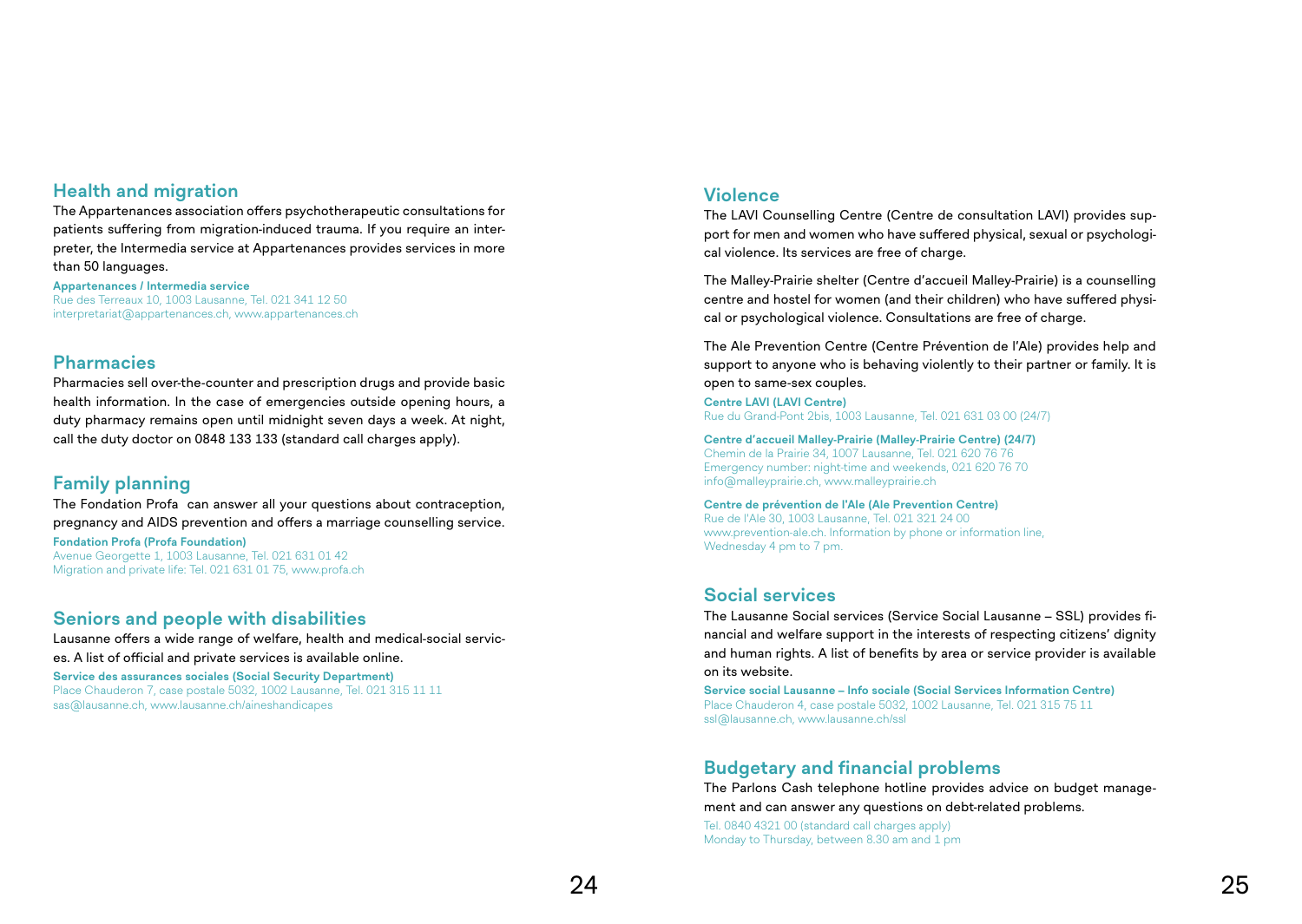## Health and migration

The Appartenances association offers psychotherapeutic consultations for patients suffering from migration-induced trauma. If you require an interpreter, the Intermedia service at Appartenances provides services in more than 50 languages.

**Appartenances / Intermedia service**
Rue des Terreaux 10, 1003 Lausanne, Tel. 021 341 12 50
interpretariat@appartenances.ch, www.appartenances.ch

## Pharmacies

Pharmacies sell over-the-counter and prescription drugs and provide basic health information. In the case of emergencies outside opening hours, a duty pharmacy remains open until midnight seven days a week. At night, call the duty doctor on 0848 133 133 (standard call charges apply).

## Family planning

The Fondation Profa can answer all your questions about contraception, pregnancy and AIDS prevention and offers a marriage counselling service.

**Fondation Profa (Profa Foundation)**
Avenue Georgette 1, 1003 Lausanne, Tel. 021 631 01 42
Migration and private life: Tel. 021 631 01 75, www.profa.ch

## Seniors and people with disabilities

Lausanne offers a wide range of welfare, health and medical-social services. A list of official and private services is available online.

**Service des assurances sociales (Social Security Department)**
Place Chauderon 7, case postale 5032, 1002 Lausanne, Tel. 021 315 11 11
sas@lausanne.ch, www.lausanne.ch/aineshandicapes

## Violence

The LAVI Counselling Centre (Centre de consultation LAVI) provides support for men and women who have suffered physical, sexual or psychological violence. Its services are free of charge.

The Malley-Prairie shelter (Centre d'accueil Malley-Prairie) is a counselling centre and hostel for women (and their children) who have suffered physical or psychological violence. Consultations are free of charge.

The Ale Prevention Centre (Centre Prévention de l'Ale) provides help and support to anyone who is behaving violently to their partner or family. It is open to same-sex couples.

**Centre LAVI (LAVI Centre)**
Rue du Grand-Pont 2bis, 1003 Lausanne, Tel. 021 631 03 00 (24/7)

**Centre d'accueil Malley-Prairie (Malley-Prairie Centre) (24/7)**
Chemin de la Prairie 34, 1007 Lausanne, Tel. 021 620 76 76
Emergency number: night-time and weekends, 021 620 76 70
info@malleyprairie.ch, www.malleyprairie.ch

**Centre de prévention de l'Ale (Ale Prevention Centre)**
Rue de l'Ale 30, 1003 Lausanne, Tel. 021 321 24 00
www.prevention-ale.ch. Information by phone or information line, Wednesday 4 pm to 7 pm.

## Social services

The Lausanne Social services (Service Social Lausanne – SSL) provides financial and welfare support in the interests of respecting citizens' dignity and human rights. A list of benefits by area or service provider is available on its website.

**Service social Lausanne – Info sociale (Social Services Information Centre)**
Place Chauderon 4, case postale 5032, 1002 Lausanne, Tel. 021 315 75 11
ssl@lausanne.ch, www.lausanne.ch/ssl

## Budgetary and financial problems

The Parlons Cash telephone hotline provides advice on budget management and can answer any questions on debt-related problems.

Tel. 0840 4321 00 (standard call charges apply)
Monday to Thursday, between 8.30 am and 1 pm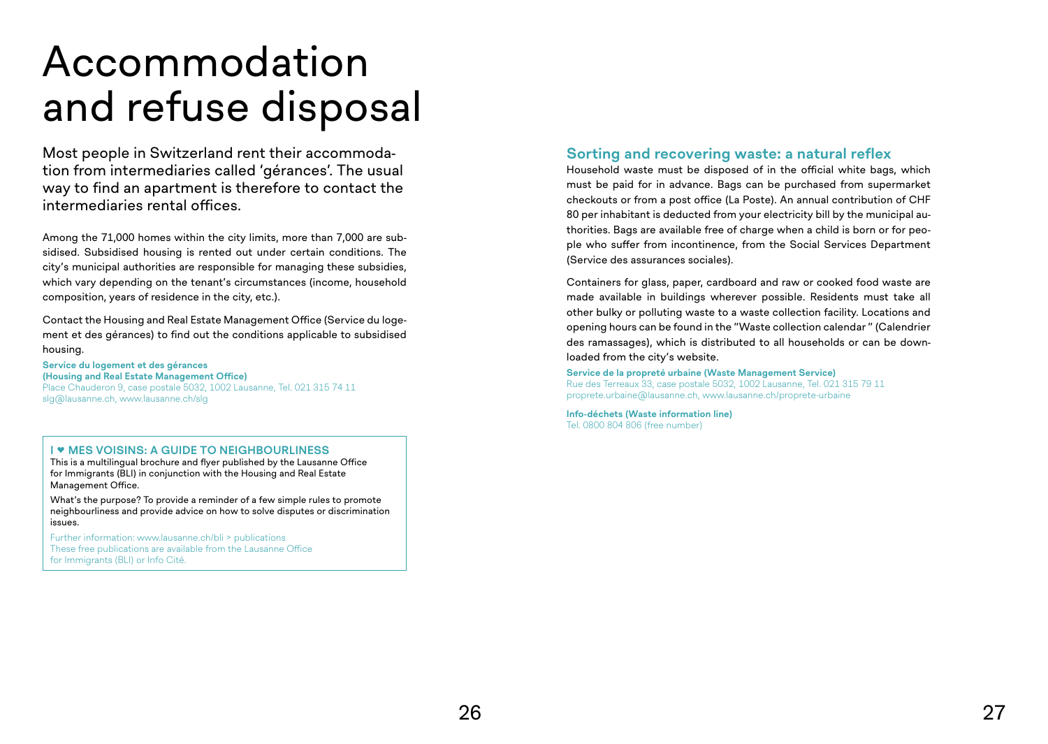# Accommodation and refuse disposal

Most people in Switzerland rent their accommodation from intermediaries called 'gérances'. The usual way to find an apartment is therefore to contact the intermediaries rental offices.

Among the 71,000 homes within the city limits, more than 7,000 are subsidised. Subsidised housing is rented out under certain conditions. The city's municipal authorities are responsible for managing these subsidies, which vary depending on the tenant's circumstances (income, household composition, years of residence in the city, etc.).

Contact the Housing and Real Estate Management Office (Service du logement et des gérances) to find out the conditions applicable to subsidised housing.

**Service du logement et des gérances**
**(Housing and Real Estate Management Office)**
Place Chauderon 9, case postale 5032, 1002 Lausanne, Tel. 021 315 74 11
slg@lausanne.ch, www.lausanne.ch/slg

**I ♥ MES VOISINS: A GUIDE TO NEIGHBOURLINESS**

This is a multilingual brochure and flyer published by the Lausanne Office for Immigrants (BLI) in conjunction with the Housing and Real Estate Management Office.

What's the purpose? To provide a reminder of a few simple rules to promote neighbourliness and provide advice on how to solve disputes or discrimination issues.

Further information: www.lausanne.ch/bli > publications
These free publications are available from the Lausanne Office for Immigrants (BLI) or Info Cité.

## Sorting and recovering waste: a natural reflex

Household waste must be disposed of in the official white bags, which must be paid for in advance. Bags can be purchased from supermarket checkouts or from a post office (La Poste). An annual contribution of CHF 80 per inhabitant is deducted from your electricity bill by the municipal authorities. Bags are available free of charge when a child is born or for people who suffer from incontinence, from the Social Services Department (Service des assurances sociales).

Containers for glass, paper, cardboard and raw or cooked food waste are made available in buildings wherever possible. Residents must take all other bulky or polluting waste to a waste collection facility. Locations and opening hours can be found in the "Waste collection calendar " (Calendrier des ramassages), which is distributed to all households or can be downloaded from the city's website.

**Service de la propreté urbaine (Waste Management Service)**
Rue des Terreaux 33, case postale 5032, 1002 Lausanne, Tel. 021 315 79 11
proprete.urbaine@lausanne.ch, www.lausanne.ch/proprete-urbaine

**Info-déchets (Waste information line)**
Tel. 0800 804 806 (free number)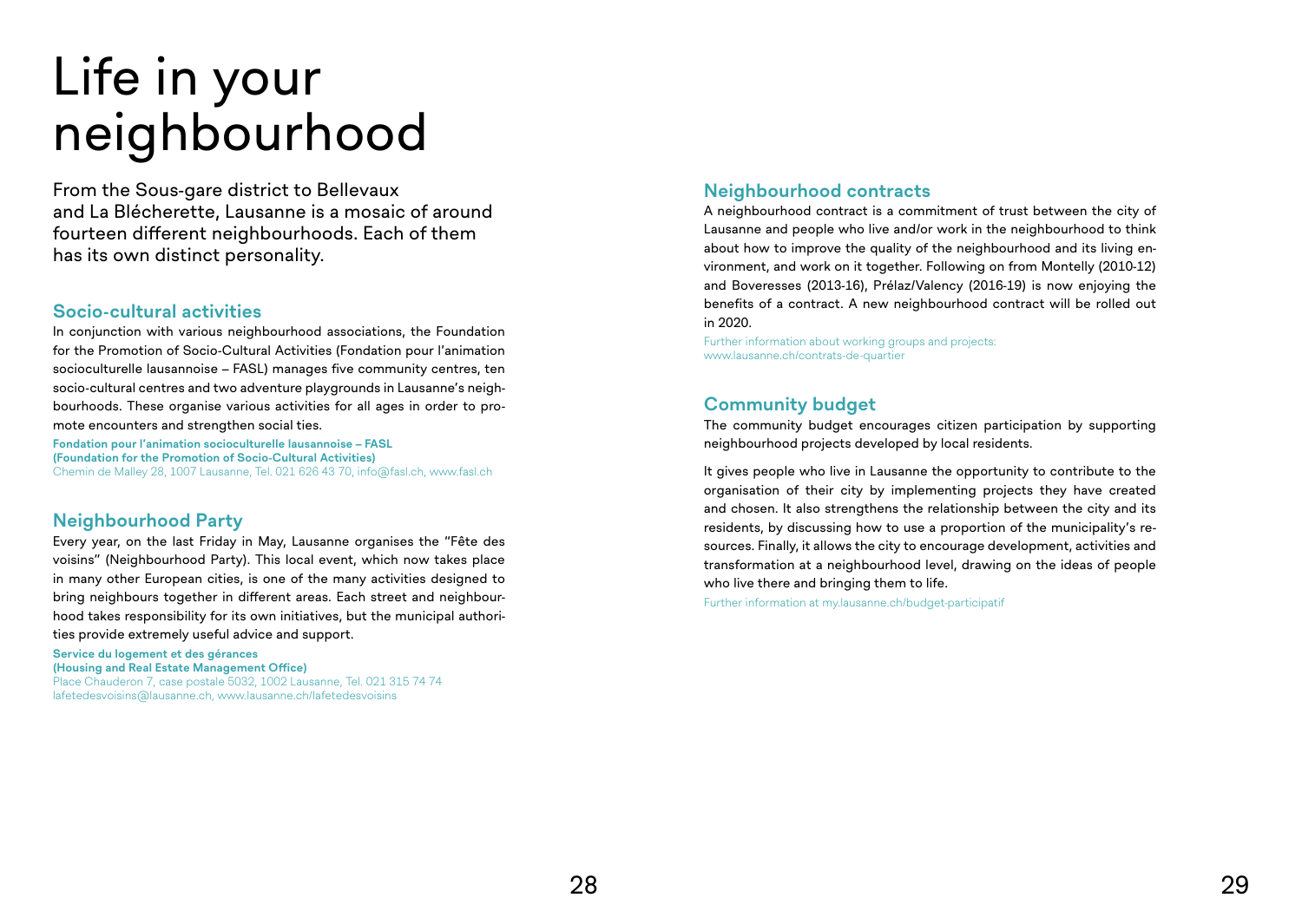# Life in your neighbourhood

From the Sous-gare district to Bellevaux and La Blécherette, Lausanne is a mosaic of around fourteen different neighbourhoods. Each of them has its own distinct personality.

## Socio-cultural activities

In conjunction with various neighbourhood associations, the Foundation for the Promotion of Socio-Cultural Activities (Fondation pour l'animation socioculturelle lausannoise – FASL) manages five community centres, ten socio-cultural centres and two adventure playgrounds in Lausanne's neighbourhoods. These organise various activities for all ages in order to promote encounters and strengthen social ties.

**Fondation pour l'animation socioculturelle lausannoise – FASL**
**(Foundation for the Promotion of Socio-Cultural Activities)**
Chemin de Malley 28, 1007 Lausanne, Tel. 021 626 43 70, info@fasl.ch, www.fasl.ch

## Neighbourhood Party

Every year, on the last Friday in May, Lausanne organises the "Fête des voisins" (Neighbourhood Party). This local event, which now takes place in many other European cities, is one of the many activities designed to bring neighbours together in different areas. Each street and neighbourhood takes responsibility for its own initiatives, but the municipal authorities provide extremely useful advice and support.

**Service du logement et des gérances**
**(Housing and Real Estate Management Office)**
Place Chauderon 7, case postale 5032, 1002 Lausanne, Tel. 021 315 74 74
lafetedesvoisins@lausanne.ch, www.lausanne.ch/lafetedesvoisins

## Neighbourhood contracts

A neighbourhood contract is a commitment of trust between the city of Lausanne and people who live and/or work in the neighbourhood to think about how to improve the quality of the neighbourhood and its living environment, and work on it together. Following on from Montelly (2010-12) and Boveresses (2013-16), Prélaz/Valency (2016-19) is now enjoying the benefits of a contract. A new neighbourhood contract will be rolled out in 2020.

Further information about working groups and projects:
www.lausanne.ch/contrats-de-quartier

## Community budget

The community budget encourages citizen participation by supporting neighbourhood projects developed by local residents.

It gives people who live in Lausanne the opportunity to contribute to the organisation of their city by implementing projects they have created and chosen. It also strengthens the relationship between the city and its residents, by discussing how to use a proportion of the municipality's resources. Finally, it allows the city to encourage development, activities and transformation at a neighbourhood level, drawing on the ideas of people who live there and bringing them to life.

Further information at my.lausanne.ch/budget-participatif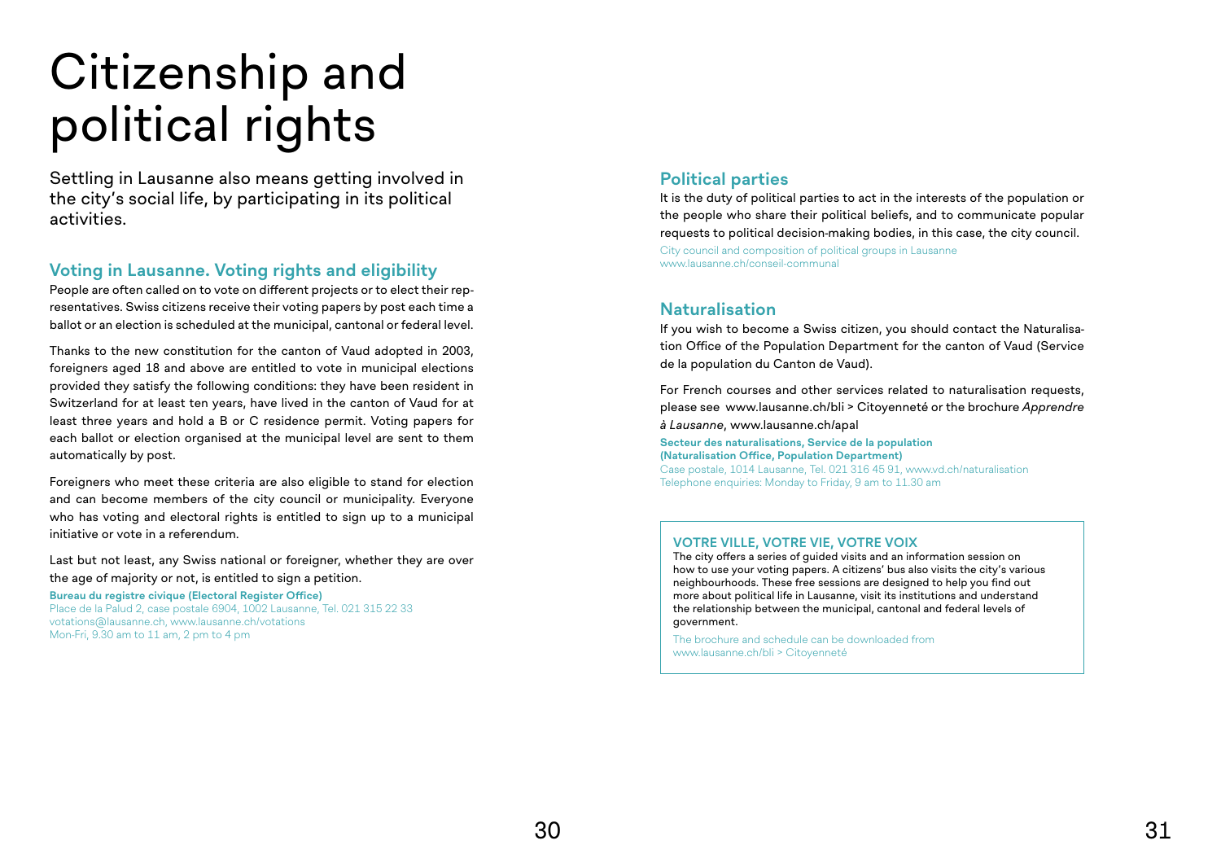# Citizenship and political rights

Settling in Lausanne also means getting involved in the city's social life, by participating in its political activities.

## Voting in Lausanne. Voting rights and eligibility

People are often called on to vote on different projects or to elect their representatives. Swiss citizens receive their voting papers by post each time a ballot or an election is scheduled at the municipal, cantonal or federal level.

Thanks to the new constitution for the canton of Vaud adopted in 2003, foreigners aged 18 and above are entitled to vote in municipal elections provided they satisfy the following conditions: they have been resident in Switzerland for at least ten years, have lived in the canton of Vaud for at least three years and hold a B or C residence permit. Voting papers for each ballot or election organised at the municipal level are sent to them automatically by post.

Foreigners who meet these criteria are also eligible to stand for election and can become members of the city council or municipality. Everyone who has voting and electoral rights is entitled to sign up to a municipal initiative or vote in a referendum.

Last but not least, any Swiss national or foreigner, whether they are over the age of majority or not, is entitled to sign a petition.

**Bureau du registre civique (Electoral Register Office)**
Place de la Palud 2, case postale 6904, 1002 Lausanne, Tel. 021 315 22 33
votations@lausanne.ch, www.lausanne.ch/votations
Mon-Fri, 9.30 am to 11 am, 2 pm to 4 pm

## Political parties

It is the duty of political parties to act in the interests of the population or the people who share their political beliefs, and to communicate popular requests to political decision-making bodies, in this case, the city council.

City council and composition of political groups in Lausanne
www.lausanne.ch/conseil-communal

## Naturalisation

If you wish to become a Swiss citizen, you should contact the Naturalisation Office of the Population Department for the canton of Vaud (Service de la population du Canton de Vaud).

For French courses and other services related to naturalisation requests, please see www.lausanne.ch/bli > Citoyenneté or the brochure *Apprendre à Lausanne*, www.lausanne.ch/apal

**Secteur des naturalisations, Service de la population (Naturalisation Office, Population Department)**
Case postale, 1014 Lausanne, Tel. 021 316 45 91, www.vd.ch/naturalisation
Telephone enquiries: Monday to Friday, 9 am to 11.30 am

### VOTRE VILLE, VOTRE VIE, VOTRE VOIX

The city offers a series of guided visits and an information session on how to use your voting papers. A citizens' bus also visits the city's various neighbourhoods. These free sessions are designed to help you find out more about political life in Lausanne, visit its institutions and understand the relationship between the municipal, cantonal and federal levels of government.

The brochure and schedule can be downloaded from www.lausanne.ch/bli > Citoyenneté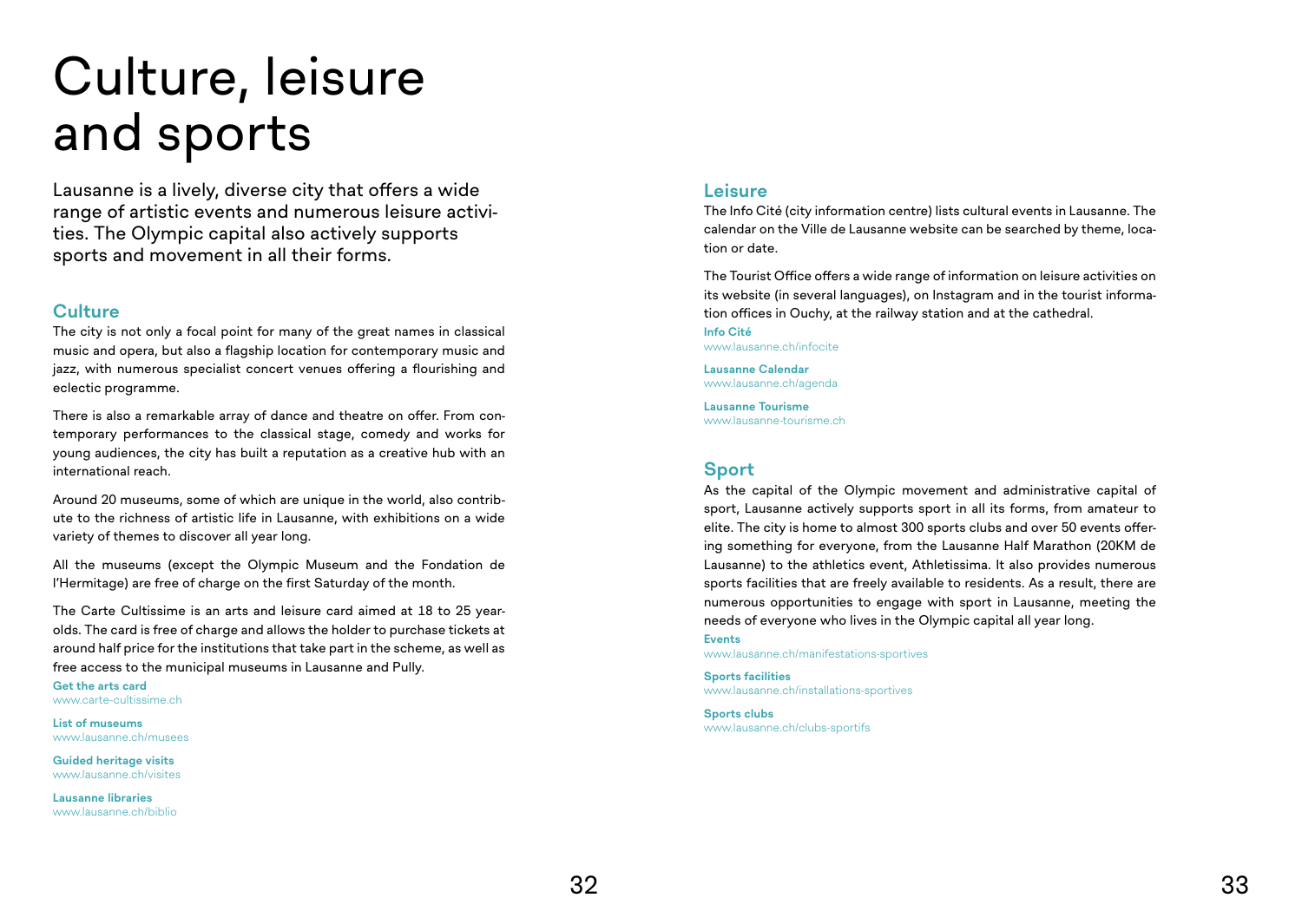# Culture, leisure and sports

Lausanne is a lively, diverse city that offers a wide range of artistic events and numerous leisure activities. The Olympic capital also actively supports sports and movement in all their forms.

## Culture

The city is not only a focal point for many of the great names in classical music and opera, but also a flagship location for contemporary music and jazz, with numerous specialist concert venues offering a flourishing and eclectic programme.

There is also a remarkable array of dance and theatre on offer. From contemporary performances to the classical stage, comedy and works for young audiences, the city has built a reputation as a creative hub with an international reach.

Around 20 museums, some of which are unique in the world, also contribute to the richness of artistic life in Lausanne, with exhibitions on a wide variety of themes to discover all year long.

All the museums (except the Olympic Museum and the Fondation de l'Hermitage) are free of charge on the first Saturday of the month.

The Carte Cultissime is an arts and leisure card aimed at 18 to 25 year-olds. The card is free of charge and allows the holder to purchase tickets at around half price for the institutions that take part in the scheme, as well as free access to the municipal museums in Lausanne and Pully.

**Get the arts card**
www.carte-cultissime.ch

**List of museums**
www.lausanne.ch/musees

**Guided heritage visits**
www.lausanne.ch/visites

**Lausanne libraries**
www.lausanne.ch/biblio

## Leisure

The Info Cité (city information centre) lists cultural events in Lausanne. The calendar on the Ville de Lausanne website can be searched by theme, location or date.

The Tourist Office offers a wide range of information on leisure activities on its website (in several languages), on Instagram and in the tourist information offices in Ouchy, at the railway station and at the cathedral.

**Info Cité**
www.lausanne.ch/infocite

**Lausanne Calendar**
www.lausanne.ch/agenda

**Lausanne Tourisme**
www.lausanne-tourisme.ch

## Sport

As the capital of the Olympic movement and administrative capital of sport, Lausanne actively supports sport in all its forms, from amateur to elite. The city is home to almost 300 sports clubs and over 50 events offering something for everyone, from the Lausanne Half Marathon (20KM de Lausanne) to the athletics event, Athletissima. It also provides numerous sports facilities that are freely available to residents. As a result, there are numerous opportunities to engage with sport in Lausanne, meeting the needs of everyone who lives in the Olympic capital all year long.

**Events**
www.lausanne.ch/manifestations-sportives

**Sports facilities**
www.lausanne.ch/installations-sportives

**Sports clubs**
www.lausanne.ch/clubs-sportifs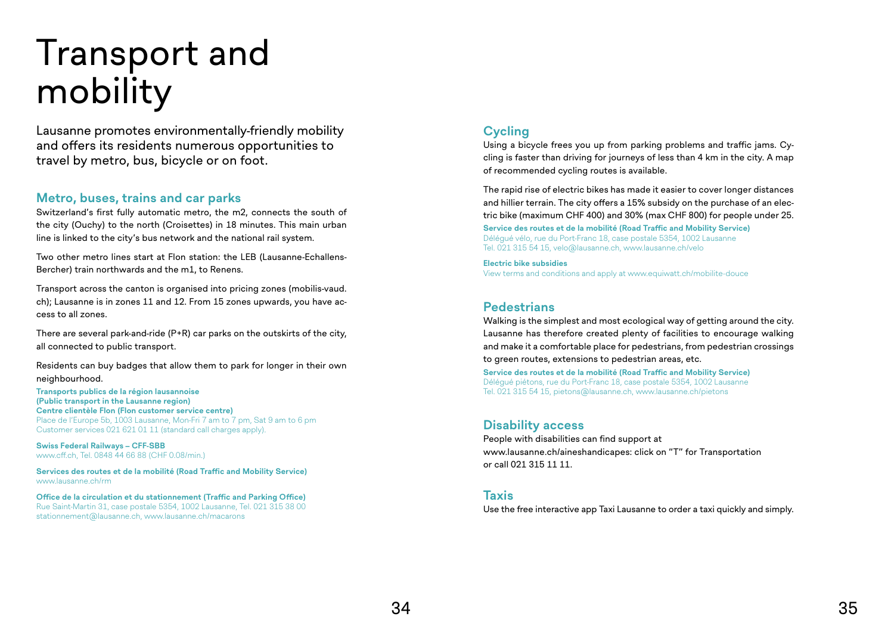# Transport and mobility

Lausanne promotes environmentally-friendly mobility and offers its residents numerous opportunities to travel by metro, bus, bicycle or on foot.

## Metro, buses, trains and car parks

Switzerland's first fully automatic metro, the m2, connects the south of the city (Ouchy) to the north (Croisettes) in 18 minutes. This main urban line is linked to the city's bus network and the national rail system.

Two other metro lines start at Flon station: the LEB (Lausanne-Echallens-Bercher) train northwards and the m1, to Renens.

Transport across the canton is organised into pricing zones (mobilis-vaud.ch); Lausanne is in zones 11 and 12. From 15 zones upwards, you have access to all zones.

There are several park-and-ride (P+R) car parks on the outskirts of the city, all connected to public transport.

Residents can buy badges that allow them to park for longer in their own neighbourhood.

**Transports publics de la région lausannoise (Public transport in the Lausanne region)**
**Centre clientèle Flon (Flon customer service centre)**
Place de l'Europe 5b, 1003 Lausanne, Mon-Fri 7 am to 7 pm, Sat 9 am to 6 pm
Customer services 021 621 01 11 (standard call charges apply).

**Swiss Federal Railways – CFF-SBB**
www.cff.ch, Tel. 0848 44 66 88 (CHF 0.08/min.)

**Services des routes et de la mobilité (Road Traffic and Mobility Service)**
www.lausanne.ch/rm

**Office de la circulation et du stationnement (Traffic and Parking Office)**
Rue Saint-Martin 31, case postale 5354, 1002 Lausanne, Tel. 021 315 38 00
stationnement@lausanne.ch, www.lausanne.ch/macarons

## Cycling

Using a bicycle frees you up from parking problems and traffic jams. Cycling is faster than driving for journeys of less than 4 km in the city. A map of recommended cycling routes is available.

The rapid rise of electric bikes has made it easier to cover longer distances and hillier terrain. The city offers a 15% subsidy on the purchase of an electric bike (maximum CHF 400) and 30% (max CHF 800) for people under 25.

**Service des routes et de la mobilité (Road Traffic and Mobility Service)**
Délégué vélo, rue du Port-Franc 18, case postale 5354, 1002 Lausanne
Tel. 021 315 54 15, velo@lausanne.ch, www.lausanne.ch/velo

**Electric bike subsidies**
View terms and conditions and apply at www.equiwatt.ch/mobilite-douce

## Pedestrians

Walking is the simplest and most ecological way of getting around the city. Lausanne has therefore created plenty of facilities to encourage walking and make it a comfortable place for pedestrians, from pedestrian crossings to green routes, extensions to pedestrian areas, etc.

**Service des routes et de la mobilité (Road Traffic and Mobility Service)**
Délégué piétons, rue du Port-Franc 18, case postale 5354, 1002 Lausanne
Tel. 021 315 54 15, pietons@lausanne.ch, www.lausanne.ch/pietons

## Disability access

People with disabilities can find support at www.lausanne.ch/aineshandicapes: click on "T" for Transportation or call 021 315 11 11.

## Taxis

Use the free interactive app Taxi Lausanne to order a taxi quickly and simply.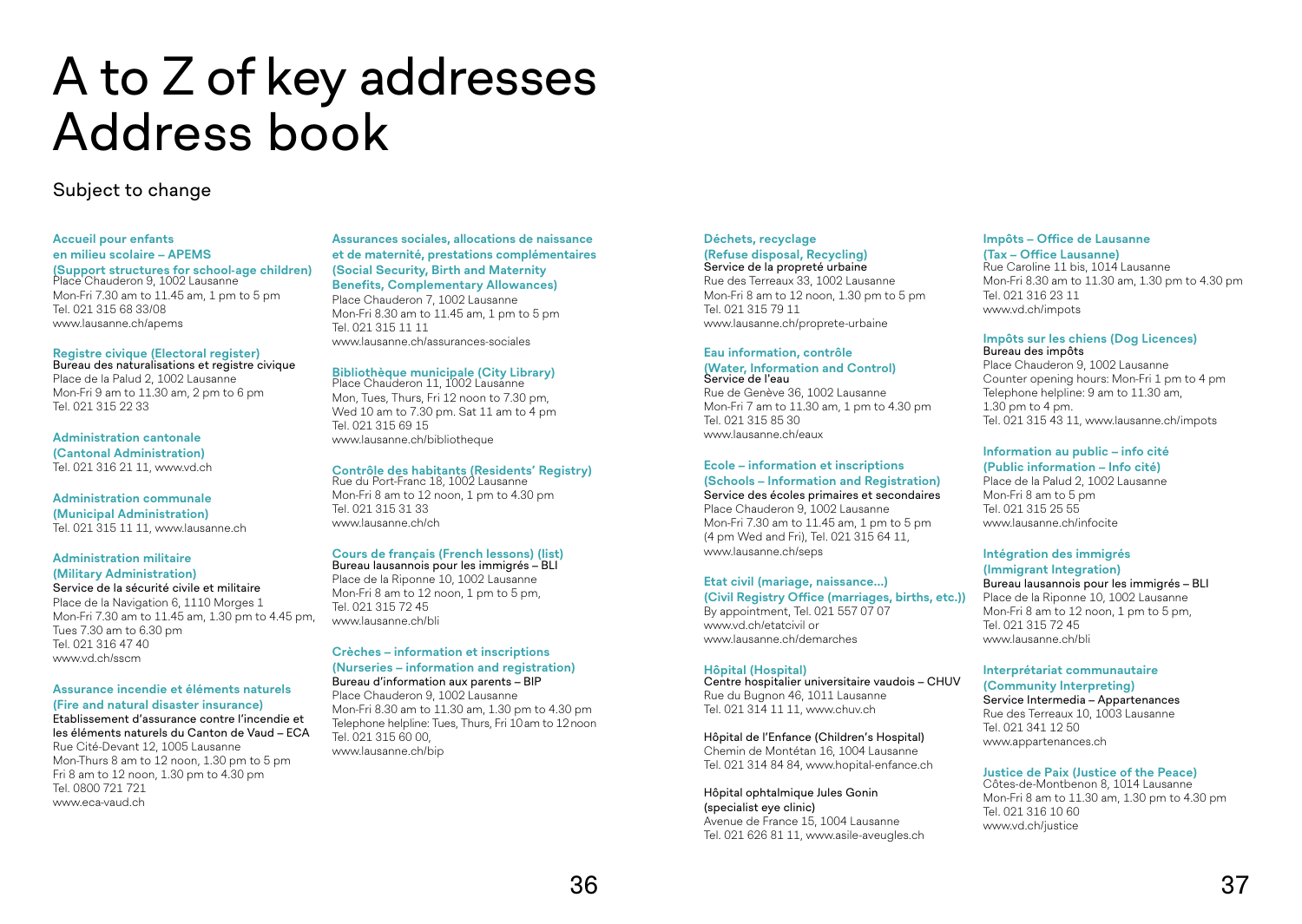# A to Z of key addresses Address book

Subject to change

### Accueil pour enfants en milieu scolaire – APEMS (Support structures for school-age children)

Place Chauderon 9, 1002 Lausanne
Mon-Fri 7.30 am to 11.45 am, 1 pm to 5 pm
Tel. 021 315 68 33/08
www.lausanne.ch/apems

### Registre civique (Electoral register)

Bureau des naturalisations et registre civique
Place de la Palud 2, 1002 Lausanne
Mon-Fri 9 am to 11.30 am, 2 pm to 6 pm
Tel. 021 315 22 33

### Administration cantonale (Cantonal Administration)

Tel. 021 316 21 11, www.vd.ch

### Administration communale (Municipal Administration)

Tel. 021 315 11 11, www.lausanne.ch

### Administration militaire (Military Administration)

Service de la sécurité civile et militaire
Place de la Navigation 6, 1110 Morges 1
Mon-Fri 7.30 am to 11.45 am, 1.30 pm to 4.45 pm,
Tues 7.30 am to 6.30 pm
Tel. 021 316 47 40
www.vd.ch/sscm

### Assurance incendie et éléments naturels (Fire and natural disaster insurance)

Etablissement d'assurance contre l'incendie et les éléments naturels du Canton de Vaud – ECA
Rue Cité-Devant 12, 1005 Lausanne
Mon-Thurs 8 am to 12 noon, 1.30 pm to 5 pm
Fri 8 am to 12 noon, 1.30 pm to 4.30 pm
Tel. 0800 721 721
www.eca-vaud.ch

### Assurances sociales, allocations de naissance et de maternité, prestations complémentaires (Social Security, Birth and Maternity Benefits, Complementary Allowances)

Place Chauderon 7, 1002 Lausanne
Mon-Fri 8.30 am to 11.45 am, 1 pm to 5 pm
Tel. 021 315 11 11
www.lausanne.ch/assurances-sociales

### Bibliothèque municipale (City Library)

Place Chauderon 11, 1002 Lausanne
Mon, Tues, Thurs, Fri 12 noon to 7.30 pm,
Wed 10 am to 7.30 pm. Sat 11 am to 4 pm
Tel. 021 315 69 15
www.lausanne.ch/bibliotheque

### Contrôle des habitants (Residents' Registry)

Rue du Port-Franc 18, 1002 Lausanne
Mon-Fri 8 am to 12 noon, 1 pm to 4.30 pm
Tel. 021 315 31 33
www.lausanne.ch/ch

### Cours de français (French lessons) (list)

Bureau lausannois pour les immigrés – BLI
Place de la Riponne 10, 1002 Lausanne
Mon-Fri 8 am to 12 noon, 1 pm to 5 pm,
Tel. 021 315 72 45
www.lausanne.ch/bli

### Crèches – information et inscriptions (Nurseries – information and registration)

Bureau d'information aux parents – BIP
Place Chauderon 9, 1002 Lausanne
Mon-Fri 8.30 am to 11.30 am, 1.30 pm to 4.30 pm
Telephone helpline: Tues, Thurs, Fri 10 am to 12 noon
Tel. 021 315 60 00,
www.lausanne.ch/bip

### Déchets, recyclage (Refuse disposal, Recycling)

Service de la propreté urbaine
Rue des Terreaux 33, 1002 Lausanne
Mon-Fri 8 am to 12 noon, 1.30 pm to 5 pm
Tel. 021 315 79 11
www.lausanne.ch/proprete-urbaine

### Eau information, contrôle (Water, Information and Control)

Service de l'eau
Rue de Genève 36, 1002 Lausanne
Mon-Fri 7 am to 11.30 am, 1 pm to 4.30 pm
Tel. 021 315 85 30
www.lausanne.ch/eaux

### Ecole – information et inscriptions (Schools – Information and Registration)

Service des écoles primaires et secondaires
Place Chauderon 9, 1002 Lausanne
Mon-Fri 7.30 am to 11.45 am, 1 pm to 5 pm
(4 pm Wed and Fri), Tel. 021 315 64 11,
www.lausanne.ch/seps

### Etat civil (mariage, naissance...) (Civil Registry Office (marriages, births, etc.))

By appointment, Tel. 021 557 07 07
www.vd.ch/etatcivil or
www.lausanne.ch/demarches

### Hôpital (Hospital)

Centre hospitalier universitaire vaudois – CHUV
Rue du Bugnon 46, 1011 Lausanne
Tel. 021 314 11 11, www.chuv.ch

Hôpital de l'Enfance (Children's Hospital)
Chemin de Montétan 16, 1004 Lausanne
Tel. 021 314 84 84, www.hopital-enfance.ch

Hôpital ophtalmique Jules Gonin (specialist eye clinic)
Avenue de France 15, 1004 Lausanne
Tel. 021 626 81 11, www.asile-aveugles.ch

### Impôts – Office de Lausanne (Tax – Office Lausanne)

Rue Caroline 11 bis, 1014 Lausanne
Mon-Fri 8.30 am to 11.30 am, 1.30 pm to 4.30 pm
Tel. 021 316 23 11
www.vd.ch/impots

### Impôts sur les chiens (Dog Licences)

Bureau des impôts
Place Chauderon 9, 1002 Lausanne
Counter opening hours: Mon-Fri 1 pm to 4 pm
Telephone helpline: 9 am to 11.30 am,
1.30 pm to 4 pm.
Tel. 021 315 43 11, www.lausanne.ch/impots

### Information au public – info cité (Public information – Info cité)

Place de la Palud 2, 1002 Lausanne
Mon-Fri 8 am to 5 pm
Tel. 021 315 25 55
www.lausanne.ch/infocite

### Intégration des immigrés (Immigrant Integration)

Bureau lausannois pour les immigrés – BLI
Place de la Riponne 10, 1002 Lausanne
Mon-Fri 8 am to 12 noon, 1 pm to 5 pm,
Tel. 021 315 72 45
www.lausanne.ch/bli

### Interprétariat communautaire (Community Interpreting)

Service Intermedia – Appartenances
Rue des Terreaux 10, 1003 Lausanne
Tel. 021 341 12 50
www.appartenances.ch

### Justice de Paix (Justice of the Peace)

Côtes-de-Montbenon 8, 1014 Lausanne
Mon-Fri 8 am to 11.30 am, 1.30 pm to 4.30 pm
Tel. 021 316 10 60
www.vd.ch/justice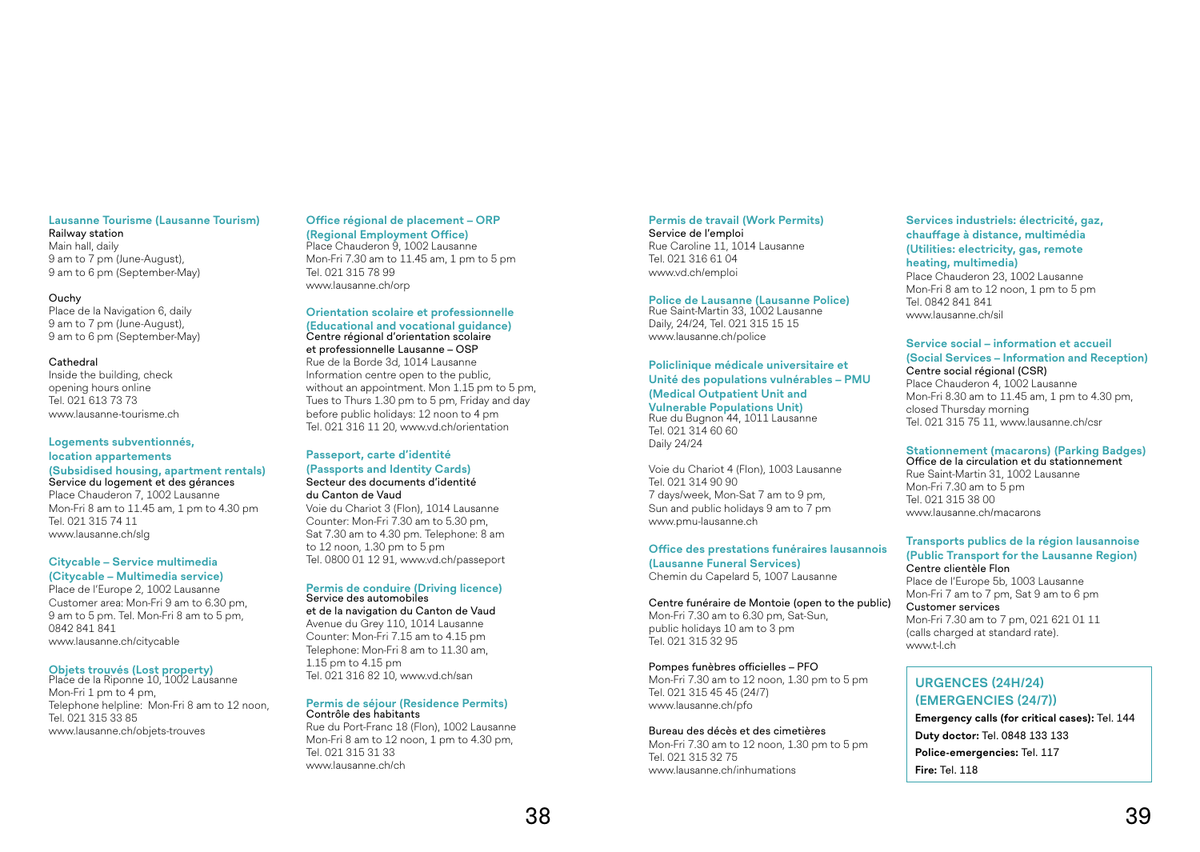### Lausanne Tourisme (Lausanne Tourism)

Railway station
Main hall, daily
9 am to 7 pm (June-August),
9 am to 6 pm (September-May)

Ouchy
Place de la Navigation 6, daily
9 am to 7 pm (June-August),
9 am to 6 pm (September-May)

Cathedral
Inside the building, check
opening hours online
Tel. 021 613 73 73
www.lausanne-tourisme.ch

### Logements subventionnés, location appartements (Subsidised housing, apartment rentals)

Service du logement et des gérances
Place Chauderon 7, 1002 Lausanne
Mon-Fri 8 am to 11.45 am, 1 pm to 4.30 pm
Tel. 021 315 74 11
www.lausanne.ch/slg

### Citycable – Service multimedia (Citycable – Multimedia service)

Place de l'Europe 2, 1002 Lausanne
Customer area: Mon-Fri 9 am to 6.30 pm,
9 am to 5 pm. Tel. Mon-Fri 8 am to 5 pm,
0842 841 841
www.lausanne.ch/citycable

### Objets trouvés (Lost property)

Place de la Riponne 10, 1002 Lausanne
Mon-Fri 1 pm to 4 pm,
Telephone helpline: Mon-Fri 8 am to 12 noon,
Tel. 021 315 33 85
www.lausanne.ch/objets-trouves

### Office régional de placement – ORP (Regional Employment Office)

Place Chauderon 9, 1002 Lausanne
Mon-Fri 7.30 am to 11.45 am, 1 pm to 5 pm
Tel. 021 315 78 99
www.lausanne.ch/orp

### Orientation scolaire et professionnelle (Educational and vocational guidance)

Centre régional d'orientation scolaire
et professionnelle Lausanne – OSP
Rue de la Borde 3d, 1014 Lausanne
Information centre open to the public,
without an appointment. Mon 1.15 pm to 5 pm,
Tues to Thurs 1.30 pm to 5 pm, Friday and day
before public holidays: 12 noon to 4 pm
Tel. 021 316 11 20, www.vd.ch/orientation

### Passeport, carte d'identité (Passports and Identity Cards)

Secteur des documents d'identité
du Canton de Vaud
Voie du Chariot 3 (Flon), 1014 Lausanne
Counter: Mon-Fri 7.30 am to 5.30 pm,
Sat 7.30 am to 4.30 pm. Telephone: 8 am
to 12 noon, 1.30 pm to 5 pm
Tel. 0800 01 12 91, www.vd.ch/passeport

### Permis de conduire (Driving licence)

Service des automobiles
et de la navigation du Canton de Vaud
Avenue du Grey 110, 1014 Lausanne
Counter: Mon-Fri 7.15 am to 4.15 pm
Telephone: Mon-Fri 8 am to 11.30 am,
1.15 pm to 4.15 pm
Tel. 021 316 82 10, www.vd.ch/san

### Permis de séjour (Residence Permits)

Contrôle des habitants
Rue du Port-Franc 18 (Flon), 1002 Lausanne
Mon-Fri 8 am to 12 noon, 1 pm to 4.30 pm,
Tel. 021 315 31 33
www.lausanne.ch/ch

### Permis de travail (Work Permits)

Service de l'emploi
Rue Caroline 11, 1014 Lausanne
Tel. 021 316 61 04
www.vd.ch/emploi

### Police de Lausanne (Lausanne Police)

Rue Saint-Martin 33, 1002 Lausanne
Daily, 24/24, Tel. 021 315 15 15
www.lausanne.ch/police

### Policlinique médicale universitaire et Unité des populations vulnérables – PMU (Medical Outpatient Unit and Vulnerable Populations Unit)

Rue du Bugnon 44, 1011 Lausanne
Tel. 021 314 60 60
Daily 24/24

Voie du Chariot 4 (Flon), 1003 Lausanne
Tel. 021 314 90 90
7 days/week, Mon-Sat 7 am to 9 pm,
Sun and public holidays 9 am to 7 pm
www.pmu-lausanne.ch

### Office des prestations funéraires lausannois (Lausanne Funeral Services)

Chemin du Capelard 5, 1007 Lausanne

Centre funéraire de Montoie (open to the public)
Mon-Fri 7.30 am to 6.30 pm, Sat-Sun,
public holidays 10 am to 3 pm
Tel. 021 315 32 95

Pompes funèbres officielles – PFO
Mon-Fri 7.30 am to 12 noon, 1.30 pm to 5 pm
Tel. 021 315 45 45 (24/7)
www.lausanne.ch/pfo

Bureau des décès et des cimetières
Mon-Fri 7.30 am to 12 noon, 1.30 pm to 5 pm
Tel. 021 315 32 75
www.lausanne.ch/inhumations

### Services industriels: électricité, gaz, chauffage à distance, multimédia (Utilities: electricity, gas, remote heating, multimedia)

Place Chauderon 23, 1002 Lausanne
Mon-Fri 8 am to 12 noon, 1 pm to 5 pm
Tel. 0842 841 841
www.lausanne.ch/sil

### Service social – information et accueil (Social Services – Information and Reception)

Centre social régional (CSR)
Place Chauderon 4, 1002 Lausanne
Mon-Fri 8.30 am to 11.45 am, 1 pm to 4.30 pm,
closed Thursday morning
Tel. 021 315 75 11, www.lausanne.ch/csr

### Stationnement (macarons) (Parking Badges)

Office de la circulation et du stationnement
Rue Saint-Martin 31, 1002 Lausanne
Mon-Fri 7.30 am to 5 pm
Tel. 021 315 38 00
www.lausanne.ch/macarons

### Transports publics de la région lausannoise (Public Transport for the Lausanne Region)

Centre clientèle Flon
Place de l'Europe 5b, 1003 Lausanne
Mon-Fri 7 am to 7 pm, Sat 9 am to 6 pm
Customer services
Mon-Fri 7.30 am to 7 pm, 021 621 01 11
(calls charged at standard rate).
www.t-l.ch

### URGENCES (24H/24) (EMERGENCIES (24/7))

**Emergency calls (for critical cases):** Tel. 144

**Duty doctor:** Tel. 0848 133 133

**Police-emergencies:** Tel. 117

**Fire:** Tel. 118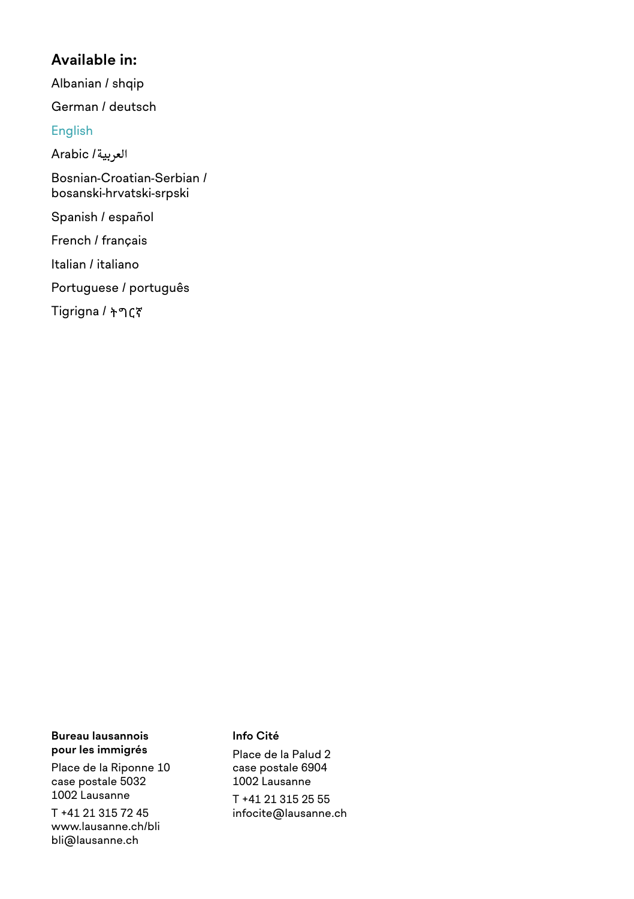## Available in:

Albanian / shqip

German / deutsch

English

Arabic / العربية

Bosnian-Croatian-Serbian /
bosanski-hrvatski-srpski

Spanish / español

French / français

Italian / italiano

Portuguese / português

Tigrigna / ትግርኛ

**Bureau lausannois pour les immigrés**

Place de la Riponne 10
case postale 5032
1002 Lausanne

T +41 21 315 72 45
www.lausanne.ch/bli
bli@lausanne.ch

**Info Cité**

Place de la Palud 2
case postale 6904
1002 Lausanne

T +41 21 315 25 55
infocite@lausanne.ch